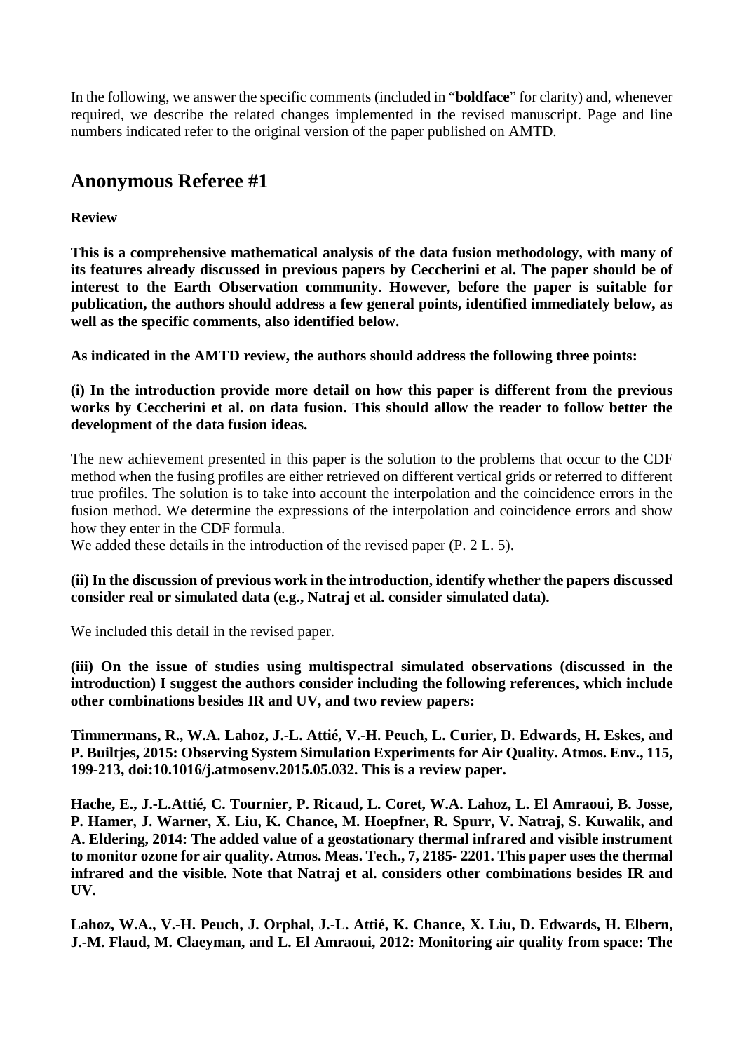In the following, we answer the specific comments (included in "**boldface**" for clarity) and, whenever required, we describe the related changes implemented in the revised manuscript. Page and line numbers indicated refer to the original version of the paper published on AMTD.

## Anonymous Referee #1

**Review**

**This is a comprehensive mathematical analysis of the data fusion methodology, with many of its features already discussed in previous papers by Ceccherini et al. The paper should be of interest to the Earth Observation community. However, before the paper is suitable for publication, the authors should address a few general points, identified immediately below, as well as the specific comments, also identified below.**

**As indicated in the AMTD review, the authors should address the following three points:**

**(i) In the introduction provide more detail on how this paper is different from the previous works by Ceccherini et al. on data fusion. This should allow the reader to follow better the development of the data fusion ideas.**

The new achievement presented in this paper is the solution to the problems that occur to the CDF method when the fusing profiles are either retrieved on different vertical grids or referred to different true profiles. The solution is to take into account the interpolation and the coincidence errors in the fusion method. We determine the expressions of the interpolation and coincidence errors and show how they enter in the CDF formula.

We added these details in the introduction of the revised paper (P. 2 L. 5).

**(ii) In the discussion of previous work in the introduction, identify whether the papers discussed consider real or simulated data (e.g., Natraj et al. consider simulated data).**

We included this detail in the revised paper.

**(iii) On the issue of studies using multispectral simulated observations (discussed in the introduction) I suggest the authors consider including the following references, which include other combinations besides IR and UV, and two review papers:**

**Timmermans, R., W.A. Lahoz, J.-L. Attié, V.-H. Peuch, L. Curier, D. Edwards, H. Eskes, and P. Builtjes, 2015: Observing System Simulation Experiments for Air Quality. Atmos. Env., 115, 199-213, doi:10.1016/j.atmosenv.2015.05.032. This is a review paper.**

**Hache, E., J.-L.Attié, C. Tournier, P. Ricaud, L. Coret, W.A. Lahoz, L. El Amraoui, B. Josse, P. Hamer, J. Warner, X. Liu, K. Chance, M. Hoepfner, R. Spurr, V. Natraj, S. Kuwalik, and A. Eldering, 2014: The added value of a geostationary thermal infrared and visible instrument to monitor ozone for air quality. Atmos. Meas. Tech., 7, 2185- 2201. This paper uses the thermal infrared and the visible. Note that Natraj et al. considers other combinations besides IR and UV.**

**Lahoz, W.A., V.-H. Peuch, J. Orphal, J.-L. Attié, K. Chance, X. Liu, D. Edwards, H. Elbern, J.-M. Flaud, M. Claeyman, and L. El Amraoui, 2012: Monitoring air quality from space: The**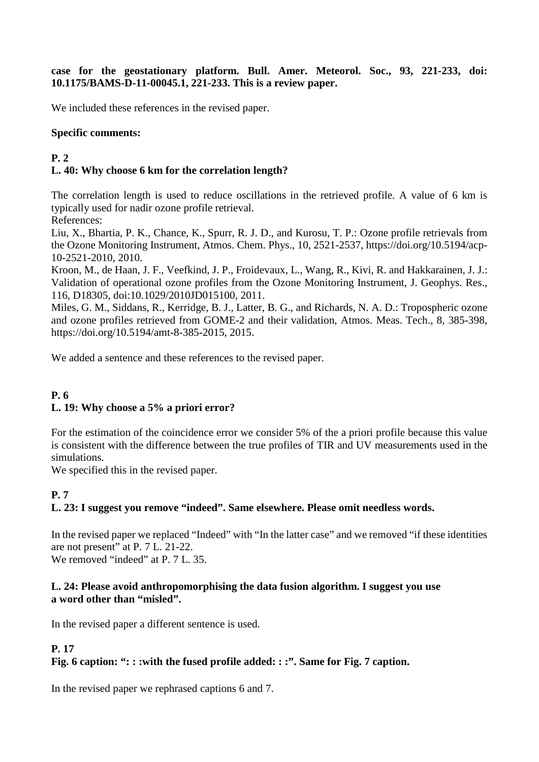**case for the geostationary platform. Bull. Amer. Meteorol. Soc., 93, 221-233, doi: 10.1175/BAMS-D-11-00045.1, 221-233. This is a review paper.**

We included these references in the revised paper.

**Specific comments:**

**P. 2**

**L. 40: Why choose 6 km for the correlation length?**

The correlation length is used to reduce oscillations in the retrieved profile. A value of 6 km is typically used for nadir ozone profile retrieval.

References:

Liu, X., Bhartia, P. K., Chance, K., Spurr, R. J. D., and Kurosu, T. P.: Ozone profile retrievals from the Ozone Monitoring Instrument, Atmos. Chem. Phys., 10, 2521-2537, https://doi.org/10.5194/acp-10-2521-2010, 2010.

Kroon, M., de Haan, J. F., Veefkind, J. P., Froidevaux, L., Wang, R., Kivi, R. and Hakkarainen, J. J.: Validation of operational ozone profiles from the Ozone Monitoring Instrument, J. Geophys. Res., 116, D18305, doi:10.1029/2010JD015100, 2011.

Miles, G. M., Siddans, R., Kerridge, B. J., Latter, B. G., and Richards, N. A. D.: Tropospheric ozone and ozone profiles retrieved from GOME-2 and their validation, Atmos. Meas. Tech., 8, 385-398, https://doi.org/10.5194/amt-8-385-2015, 2015.

We added a sentence and these references to the revised paper.

**P. 6**

**L. 19: Why choose a 5% a priori error?**

For the estimation of the coincidence error we consider 5% of the a priori profile because this value is consistent with the difference between the true profiles of TIR and UV measurements used in the simulations.

We specified this in the revised paper.

**P. 7**

**L. 23: I suggest you remove "indeed". Same elsewhere. Please omit needless words.**

In the revised paper we replaced "Indeed" with "In the latter case" and we removed "if these identities are not present" at P. 7 L. 21-22.

We removed "indeed" at P. 7 L. 35.

**L. 24: Please avoid anthropomorphising the data fusion algorithm. I suggest you use a word other than "misled".**

In the revised paper a different sentence is used.

**P. 17**

**Fig. 6 caption: ": : :with the fused profile added: : :". Same for Fig. 7 caption.**

In the revised paper we rephrased captions 6 and 7.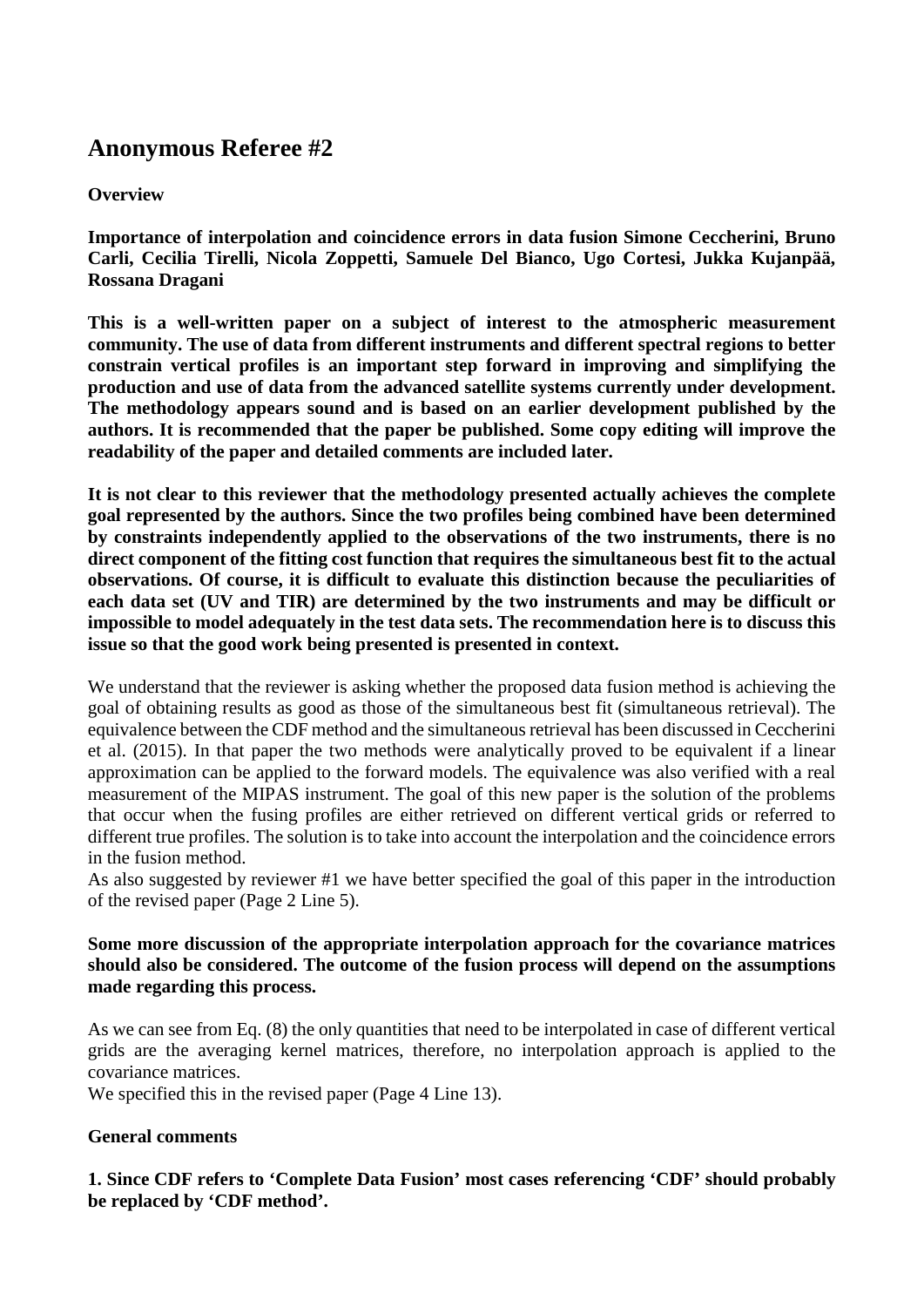# Anonymous Referee #2

**Overview**

**Importance of interpolation and coincidence errors in data fusion Simone Ceccherini, Bruno Carli, Cecilia Tirelli, Nicola Zoppetti, Samuele Del Bianco, Ugo Cortesi, Jukka Kujanpää, Rossana Dragani**

**This is a well-written paper on a subject of interest to the atmospheric measurement community. The use of data from different instruments and different spectral regions to better constrain vertical profiles is an important step forward in improving and simplifying the production and use of data from the advanced satellite systems currently under development. The methodology appears sound and is based on an earlier development published by the authors. It is recommended that the paper be published. Some copy editing will improve the readability of the paper and detailed comments are included later.**

**It is not clear to this reviewer that the methodology presented actually achieves the complete goal represented by the authors. Since the two profiles being combined have been determined by constraints independently applied to the observations of the two instruments, there is no direct component of the fitting cost function that requires the simultaneous best fit to the actual observations. Of course, it is difficult to evaluate this distinction because the peculiarities of each data set (UV and TIR) are determined by the two instruments and may be difficult or impossible to model adequately in the test data sets. The recommendation here is to discuss this issue so that the good work being presented is presented in context.**

We understand that the reviewer is asking whether the proposed data fusion method is achieving the goal of obtaining results as good as those of the simultaneous best fit (simultaneous retrieval). The equivalence between the CDF method and the simultaneous retrieval has been discussed in Ceccherini et al. (2015). In that paper the two methods were analytically proved to be equivalent if a linear approximation can be applied to the forward models. The equivalence was also verified with a real measurement of the MIPAS instrument. The goal of this new paper is the solution of the problems that occur when the fusing profiles are either retrieved on different vertical grids or referred to different true profiles. The solution is to take into account the interpolation and the coincidence errors in the fusion method.
As also suggested by reviewer #1 we have better specified the goal of this paper in the introduction of the revised paper (Page 2 Line 5).

**Some more discussion of the appropriate interpolation approach for the covariance matrices should also be considered. The outcome of the fusion process will depend on the assumptions made regarding this process.**

As we can see from Eq. (8) the only quantities that need to be interpolated in case of different vertical grids are the averaging kernel matrices, therefore, no interpolation approach is applied to the covariance matrices.
We specified this in the revised paper (Page 4 Line 13).

**General comments**

**1. Since CDF refers to 'Complete Data Fusion' most cases referencing 'CDF' should probably be replaced by 'CDF method'.**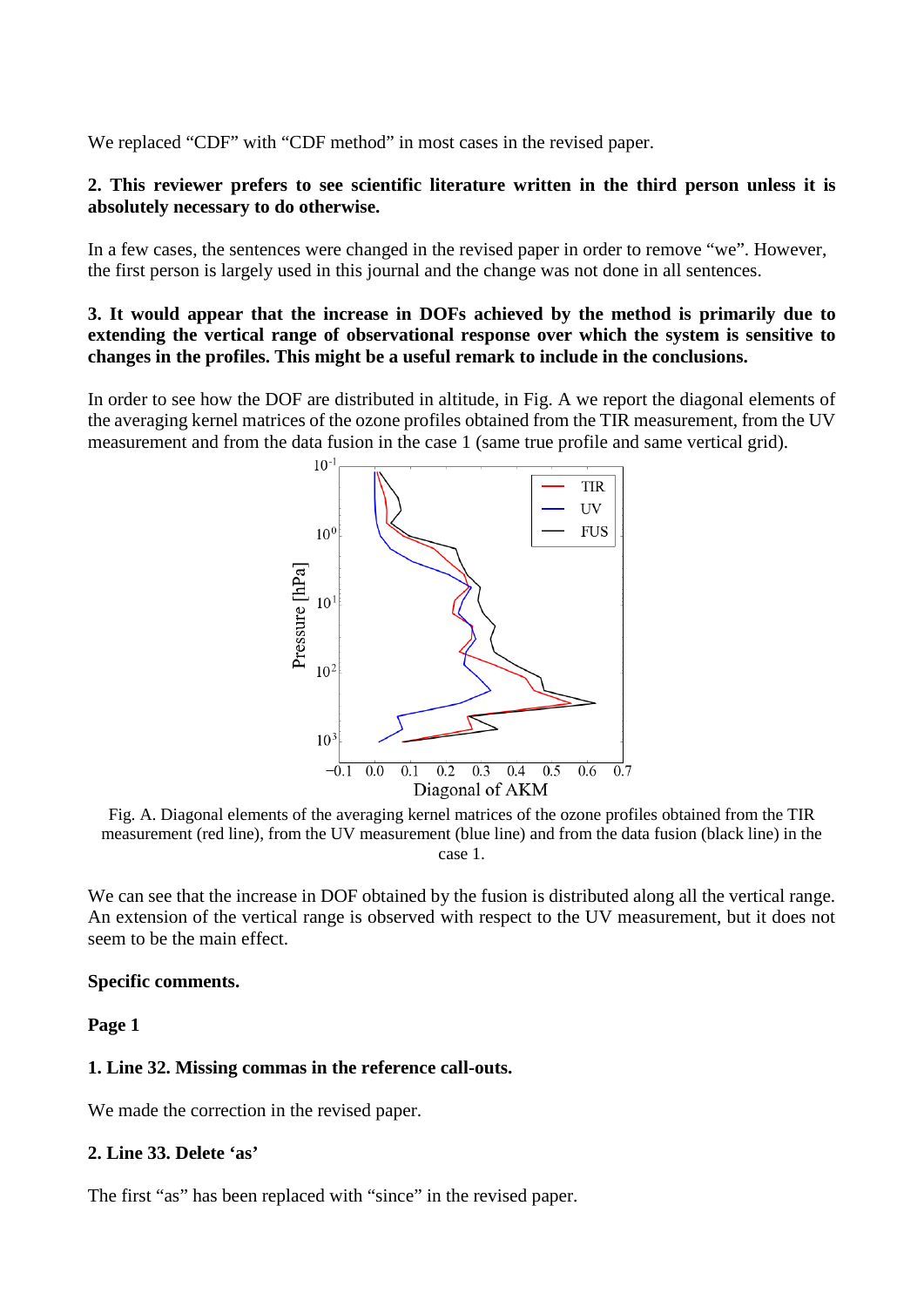We replaced "CDF" with "CDF method" in most cases in the revised paper.

**2. This reviewer prefers to see scientific literature written in the third person unless it is absolutely necessary to do otherwise.**

In a few cases, the sentences were changed in the revised paper in order to remove "we". However, the first person is largely used in this journal and the change was not done in all sentences.

**3. It would appear that the increase in DOFs achieved by the method is primarily due to extending the vertical range of observational response over which the system is sensitive to changes in the profiles. This might be a useful remark to include in the conclusions.**

In order to see how the DOF are distributed in altitude, in Fig. A we report the diagonal elements of the averaging kernel matrices of the ozone profiles obtained from the TIR measurement, from the UV measurement and from the data fusion in the case 1 (same true profile and same vertical grid).

Fig. A. Diagonal elements of the averaging kernel matrices of the ozone profiles obtained from the TIR measurement (red line), from the UV measurement (blue line) and from the data fusion (black line) in the case 1.

We can see that the increase in DOF obtained by the fusion is distributed along all the vertical range. An extension of the vertical range is observed with respect to the UV measurement, but it does not seem to be the main effect.

**Specific comments.**

**Page 1**

**1. Line 32. Missing commas in the reference call-outs.**

We made the correction in the revised paper.

**2. Line 33. Delete 'as'**

The first "as" has been replaced with "since" in the revised paper.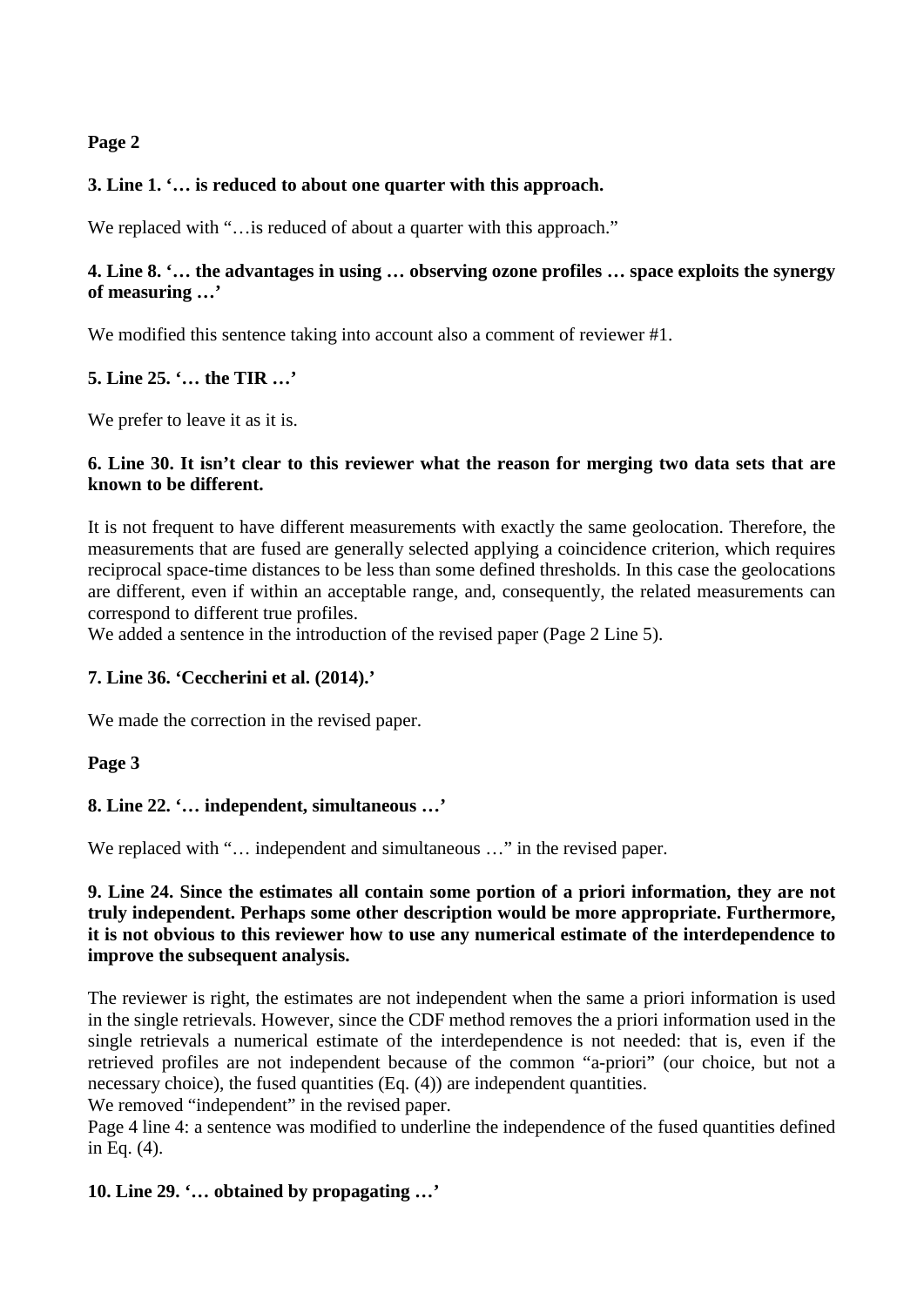**Page 2**

**3. Line 1. '… is reduced to about one quarter with this approach.**

We replaced with "…is reduced of about a quarter with this approach."

**4. Line 8. '… the advantages in using … observing ozone profiles … space exploits the synergy of measuring …'**

We modified this sentence taking into account also a comment of reviewer #1.

**5. Line 25. '… the TIR …'**

We prefer to leave it as it is.

**6. Line 30. It isn't clear to this reviewer what the reason for merging two data sets that are known to be different.**

It is not frequent to have different measurements with exactly the same geolocation. Therefore, the measurements that are fused are generally selected applying a coincidence criterion, which requires reciprocal space-time distances to be less than some defined thresholds. In this case the geolocations are different, even if within an acceptable range, and, consequently, the related measurements can correspond to different true profiles.
We added a sentence in the introduction of the revised paper (Page 2 Line 5).

**7. Line 36. 'Ceccherini et al. (2014).'**

We made the correction in the revised paper.

**Page 3**

**8. Line 22. '… independent, simultaneous …'**

We replaced with "… independent and simultaneous …" in the revised paper.

**9. Line 24. Since the estimates all contain some portion of a priori information, they are not truly independent. Perhaps some other description would be more appropriate. Furthermore, it is not obvious to this reviewer how to use any numerical estimate of the interdependence to improve the subsequent analysis.**

The reviewer is right, the estimates are not independent when the same a priori information is used in the single retrievals. However, since the CDF method removes the a priori information used in the single retrievals a numerical estimate of the interdependence is not needed: that is, even if the retrieved profiles are not independent because of the common "a-priori" (our choice, but not a necessary choice), the fused quantities (Eq. (4)) are independent quantities.
We removed "independent" in the revised paper.
Page 4 line 4: a sentence was modified to underline the independence of the fused quantities defined in Eq. (4).

**10. Line 29. '… obtained by propagating …'**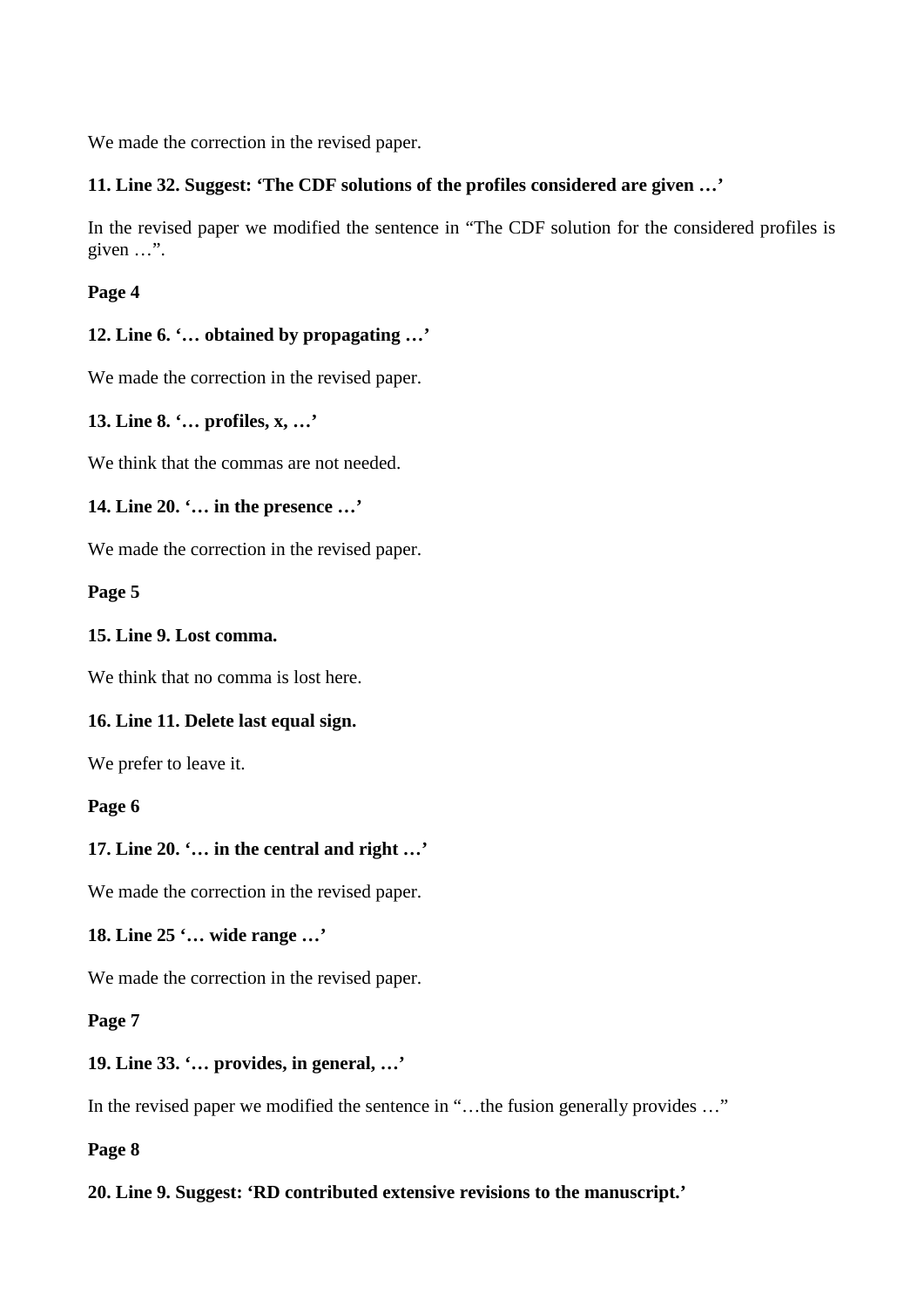We made the correction in the revised paper.

**11. Line 32. Suggest: 'The CDF solutions of the profiles considered are given …'**

In the revised paper we modified the sentence in "The CDF solution for the considered profiles is given …".

**Page 4**

**12. Line 6. '… obtained by propagating …'**

We made the correction in the revised paper.

**13. Line 8. '… profiles, x, …'**

We think that the commas are not needed.

**14. Line 20. '… in the presence …'**

We made the correction in the revised paper.

**Page 5**

**15. Line 9. Lost comma.**

We think that no comma is lost here.

**16. Line 11. Delete last equal sign.**

We prefer to leave it.

**Page 6**

**17. Line 20. '… in the central and right …'**

We made the correction in the revised paper.

**18. Line 25 '… wide range …'**

We made the correction in the revised paper.

**Page 7**

**19. Line 33. '… provides, in general, …'**

In the revised paper we modified the sentence in "…the fusion generally provides …"

**Page 8**

**20. Line 9. Suggest: 'RD contributed extensive revisions to the manuscript.'**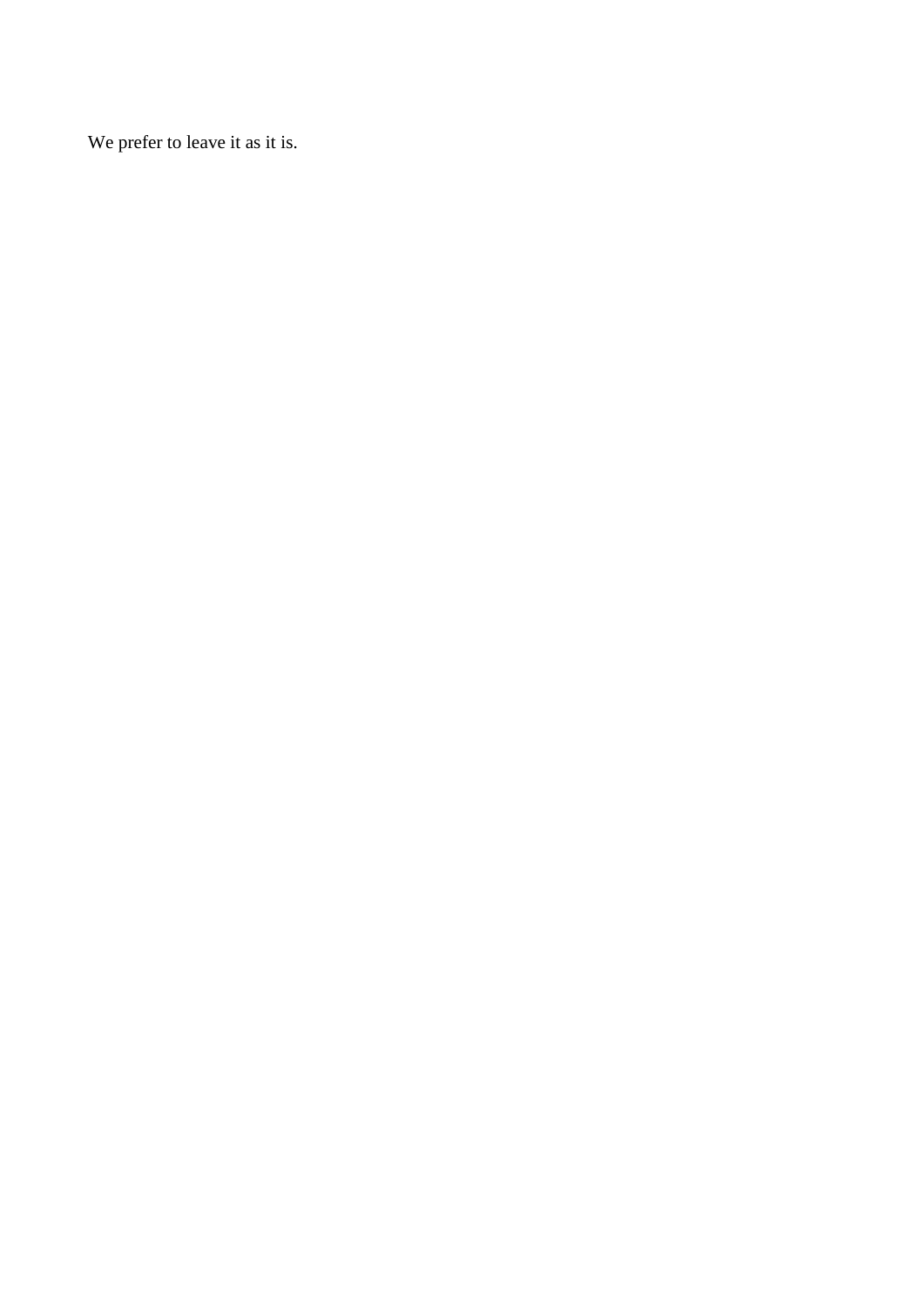We prefer to leave it as it is.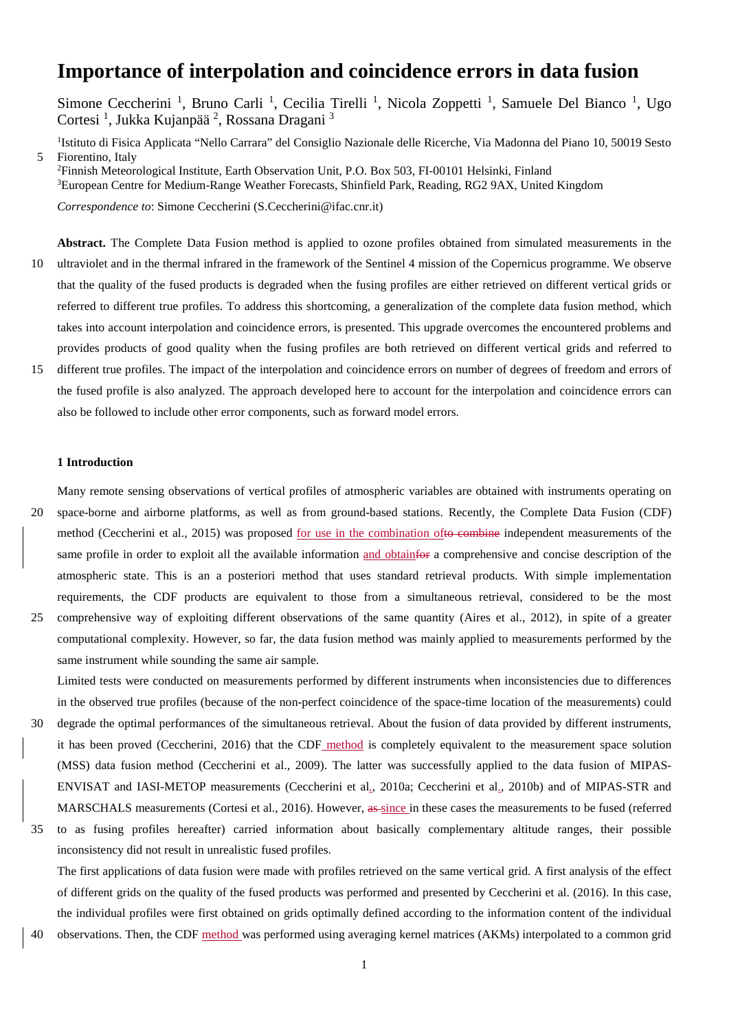# Importance of interpolation and coincidence errors in data fusion

Simone Ceccherini [1], Bruno Carli [1], Cecilia Tirelli [1], Nicola Zoppetti [1], Samuele Del Bianco [1], Ugo Cortesi [1], Jukka Kujanpää [2], Rossana Dragani [3]

[1]Istituto di Fisica Applicata "Nello Carrara" del Consiglio Nazionale delle Ricerche, Via Madonna del Piano 10, 50019 Sesto Fiorentino, Italy

[2]Finnish Meteorological Institute, Earth Observation Unit, P.O. Box 503, FI-00101 Helsinki, Finland

[3]European Centre for Medium-Range Weather Forecasts, Shinfield Park, Reading, RG2 9AX, United Kingdom

*Correspondence to*: Simone Ceccherini (S.Ceccherini@ifac.cnr.it)

**Abstract.** The Complete Data Fusion method is applied to ozone profiles obtained from simulated measurements in the ultraviolet and in the thermal infrared in the framework of the Sentinel 4 mission of the Copernicus programme. We observe that the quality of the fused products is degraded when the fusing profiles are either retrieved on different vertical grids or referred to different true profiles. To address this shortcoming, a generalization of the complete data fusion method, which takes into account interpolation and coincidence errors, is presented. This upgrade overcomes the encountered problems and provides products of good quality when the fusing profiles are both retrieved on different vertical grids and referred to different true profiles. The impact of the interpolation and coincidence errors on number of degrees of freedom and errors of the fused profile is also analyzed. The approach developed here to account for the interpolation and coincidence errors can also be followed to include other error components, such as forward model errors.

## 1 Introduction

Many remote sensing observations of vertical profiles of atmospheric variables are obtained with instruments operating on space-borne and airborne platforms, as well as from ground-based stations. Recently, the Complete Data Fusion (CDF) method (Ceccherini et al., 2015) was proposed for use in the combination ofto combine independent measurements of the same profile in order to exploit all the available information and obtainfor a comprehensive and concise description of the atmospheric state. This is an a posteriori method that uses standard retrieval products. With simple implementation requirements, the CDF products are equivalent to those from a simultaneous retrieval, considered to be the most comprehensive way of exploiting different observations of the same quantity (Aires et al., 2012), in spite of a greater computational complexity. However, so far, the data fusion method was mainly applied to measurements performed by the same instrument while sounding the same air sample.

Limited tests were conducted on measurements performed by different instruments when inconsistencies due to differences in the observed true profiles (because of the non-perfect coincidence of the space-time location of the measurements) could degrade the optimal performances of the simultaneous retrieval. About the fusion of data provided by different instruments, it has been proved (Ceccherini, 2016) that the CDF method is completely equivalent to the measurement space solution (MSS) data fusion method (Ceccherini et al., 2009). The latter was successfully applied to the data fusion of MIPAS-ENVISAT and IASI-METOP measurements (Ceccherini et al., 2010a; Ceccherini et al., 2010b) and of MIPAS-STR and MARSCHALS measurements (Cortesi et al., 2016). However, as since in these cases the measurements to be fused (referred to as fusing profiles hereafter) carried information about basically complementary altitude ranges, their possible inconsistency did not result in unrealistic fused profiles.

The first applications of data fusion were made with profiles retrieved on the same vertical grid. A first analysis of the effect of different grids on the quality of the fused products was performed and presented by Ceccherini et al. (2016). In this case, the individual profiles were first obtained on grids optimally defined according to the information content of the individual observations. Then, the CDF method was performed using averaging kernel matrices (AKMs) interpolated to a common grid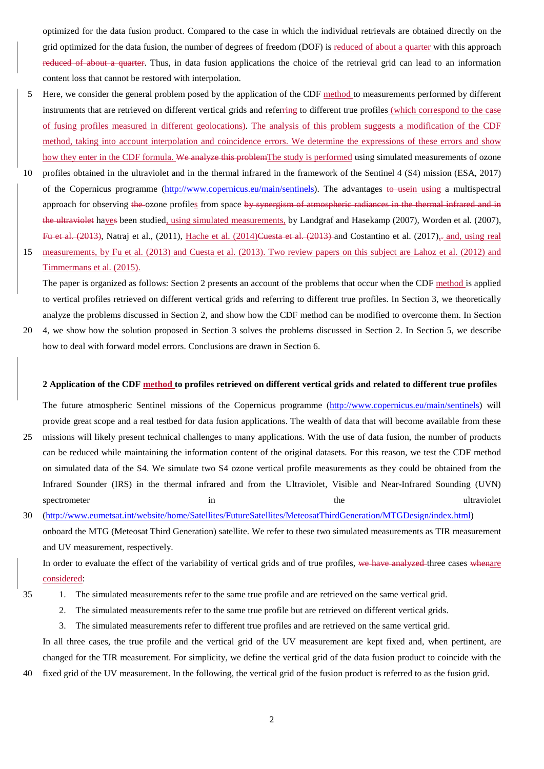optimized for the data fusion product. Compared to the case in which the individual retrievals are obtained directly on the grid optimized for the data fusion, the number of degrees of freedom (DOF) is reduced of about a quarter with this approach ~~reduced of about a quarter~~. Thus, in data fusion applications the choice of the retrieval grid can lead to an information content loss that cannot be restored with interpolation.

Here, we consider the general problem posed by the application of the CDF method to measurements performed by different instruments that are retrieved on different vertical grids and refer~~ring~~ to different true profiles (which correspond to the case of fusing profiles measured in different geolocations). The analysis of this problem suggests a modification of the CDF method, taking into account interpolation and coincidence errors. We determine the expressions of these errors and show how they enter in the CDF formula. ~~We analyze this problem~~The study is performed using simulated measurements of ozone profiles obtained in the ultraviolet and in the thermal infrared in the framework of the Sentinel 4 (S4) mission (ESA, 2017) of the Copernicus programme (http://www.copernicus.eu/main/sentinels). The advantages ~~to use~~in using a multispectral approach for observing ~~the~~ ozone profiles from space ~~by synergism of atmospheric radiances in the thermal infrared and in the ultraviolet~~ have~~s~~ been studied, using simulated measurements, by Landgraf and Hasekamp (2007), Worden et al. (2007), ~~Fu et al. (2013)~~, Natraj et al., (2011), Hache et al. (2014)~~Cuesta et al. (2013)~~ and Costantino et al. (2017), and, using real measurements, by Fu et al. (2013) and Cuesta et al. (2013). Two review papers on this subject are Lahoz et al. (2012) and Timmermans et al. (2015).

The paper is organized as follows: Section 2 presents an account of the problems that occur when the CDF method is applied to vertical profiles retrieved on different vertical grids and referring to different true profiles. In Section 3, we theoretically analyze the problems discussed in Section 2, and show how the CDF method can be modified to overcome them. In Section 4, we show how the solution proposed in Section 3 solves the problems discussed in Section 2. In Section 5, we describe how to deal with forward model errors. Conclusions are drawn in Section 6.

## 2 Application of the CDF method to profiles retrieved on different vertical grids and related to different true profiles

The future atmospheric Sentinel missions of the Copernicus programme (http://www.copernicus.eu/main/sentinels) will provide great scope and a real testbed for data fusion applications. The wealth of data that will become available from these missions will likely present technical challenges to many applications. With the use of data fusion, the number of products can be reduced while maintaining the information content of the original datasets. For this reason, we test the CDF method on simulated data of the S4. We simulate two S4 ozone vertical profile measurements as they could be obtained from the Infrared Sounder (IRS) in the thermal infrared and from the Ultraviolet, Visible and Near-Infrared Sounding (UVN) spectrometer in the ultraviolet (http://www.eumetsat.int/website/home/Satellites/FutureSatellites/MeteosatThirdGeneration/MTGDesign/index.html) onboard the MTG (Meteosat Third Generation) satellite. We refer to these two simulated measurements as TIR measurement and UV measurement, respectively.

In order to evaluate the effect of the variability of vertical grids and of true profiles, ~~we have analyzed~~ three cases ~~when~~are considered:

1. The simulated measurements refer to the same true profile and are retrieved on the same vertical grid.
2. The simulated measurements refer to the same true profile but are retrieved on different vertical grids.
3. The simulated measurements refer to different true profiles and are retrieved on the same vertical grid.

In all three cases, the true profile and the vertical grid of the UV measurement are kept fixed and, when pertinent, are changed for the TIR measurement. For simplicity, we define the vertical grid of the data fusion product to coincide with the fixed grid of the UV measurement. In the following, the vertical grid of the fusion product is referred to as the fusion grid.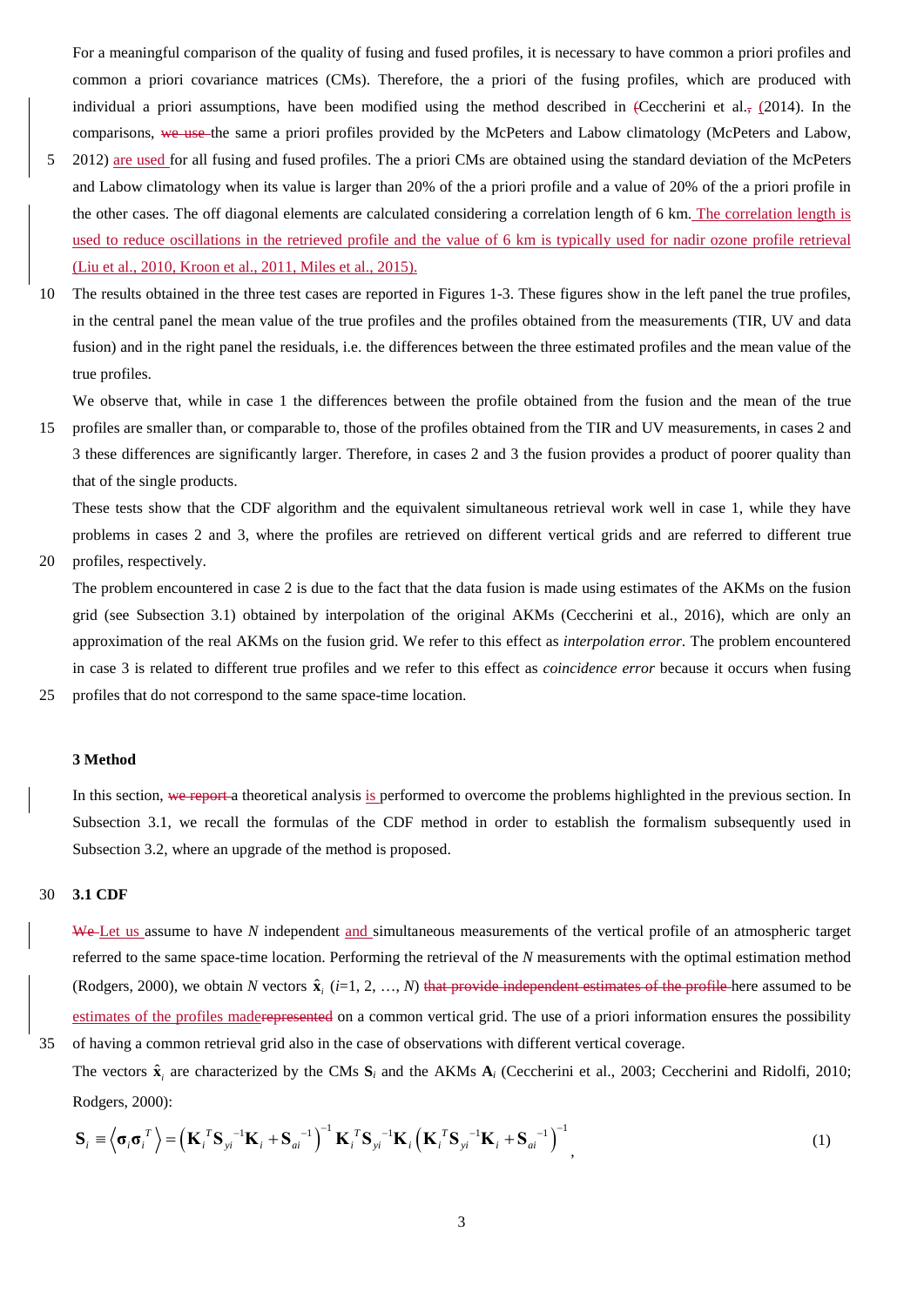For a meaningful comparison of the quality of fusing and fused profiles, it is necessary to have common a priori profiles and common a priori covariance matrices (CMs). Therefore, the a priori of the fusing profiles, which are produced with individual a priori assumptions, have been modified using the method described in ~~(~~Ceccherini et al.~~,~~ (2014). In the comparisons, ~~we use~~ the same a priori profiles provided by the McPeters and Labow climatology (McPeters and Labow, 2012) are used for all fusing and fused profiles. The a priori CMs are obtained using the standard deviation of the McPeters and Labow climatology when its value is larger than 20% of the a priori profile and a value of 20% of the a priori profile in the other cases. The off diagonal elements are calculated considering a correlation length of 6 km. The correlation length is used to reduce oscillations in the retrieved profile and the value of 6 km is typically used for nadir ozone profile retrieval (Liu et al., 2010, Kroon et al., 2011, Miles et al., 2015).

The results obtained in the three test cases are reported in Figures 1-3. These figures show in the left panel the true profiles, in the central panel the mean value of the true profiles and the profiles obtained from the measurements (TIR, UV and data fusion) and in the right panel the residuals, i.e. the differences between the three estimated profiles and the mean value of the true profiles.

We observe that, while in case 1 the differences between the profile obtained from the fusion and the mean of the true profiles are smaller than, or comparable to, those of the profiles obtained from the TIR and UV measurements, in cases 2 and 3 these differences are significantly larger. Therefore, in cases 2 and 3 the fusion provides a product of poorer quality than that of the single products.

These tests show that the CDF algorithm and the equivalent simultaneous retrieval work well in case 1, while they have problems in cases 2 and 3, where the profiles are retrieved on different vertical grids and are referred to different true profiles, respectively.

The problem encountered in case 2 is due to the fact that the data fusion is made using estimates of the AKMs on the fusion grid (see Subsection 3.1) obtained by interpolation of the original AKMs (Ceccherini et al., 2016), which are only an approximation of the real AKMs on the fusion grid. We refer to this effect as *interpolation error*. The problem encountered in case 3 is related to different true profiles and we refer to this effect as *coincidence error* because it occurs when fusing profiles that do not correspond to the same space-time location.

## 3 Method

In this section, ~~we report~~ a theoretical analysis is performed to overcome the problems highlighted in the previous section. In Subsection 3.1, we recall the formulas of the CDF method in order to establish the formalism subsequently used in Subsection 3.2, where an upgrade of the method is proposed.

### 3.1 CDF

~~We~~ Let us assume to have $N$ independent and simultaneous measurements of the vertical profile of an atmospheric target referred to the same space-time location. Performing the retrieval of the $N$ measurements with the optimal estimation method (Rodgers, 2000), we obtain $N$ vectors $\hat{\mathbf{x}}_i$ ($i$=1, 2, …, $N$) ~~that provide independent estimates of the profile~~ here assumed to be estimates of the profiles made~~represented~~ on a common vertical grid. The use of a priori information ensures the possibility of having a common retrieval grid also in the case of observations with different vertical coverage.

The vectors $\hat{\mathbf{x}}_i$ are characterized by the CMs $\mathbf{S}_i$ and the AKMs $\mathbf{A}_i$ (Ceccherini et al., 2003; Ceccherini and Ridolfi, 2010; Rodgers, 2000):

$$\mathbf{S}_i \equiv \left\langle \boldsymbol{\sigma}_i \boldsymbol{\sigma}_i^T \right\rangle = \left( \mathbf{K}_i^T \mathbf{S}_{yi}^{-1} \mathbf{K}_i + \mathbf{S}_{ai}^{-1} \right)^{-1} \mathbf{K}_i^T \mathbf{S}_{yi}^{-1} \mathbf{K}_i \left( \mathbf{K}_i^T \mathbf{S}_{yi}^{-1} \mathbf{K}_i + \mathbf{S}_{ai}^{-1} \right)^{-1}, \quad (1)$$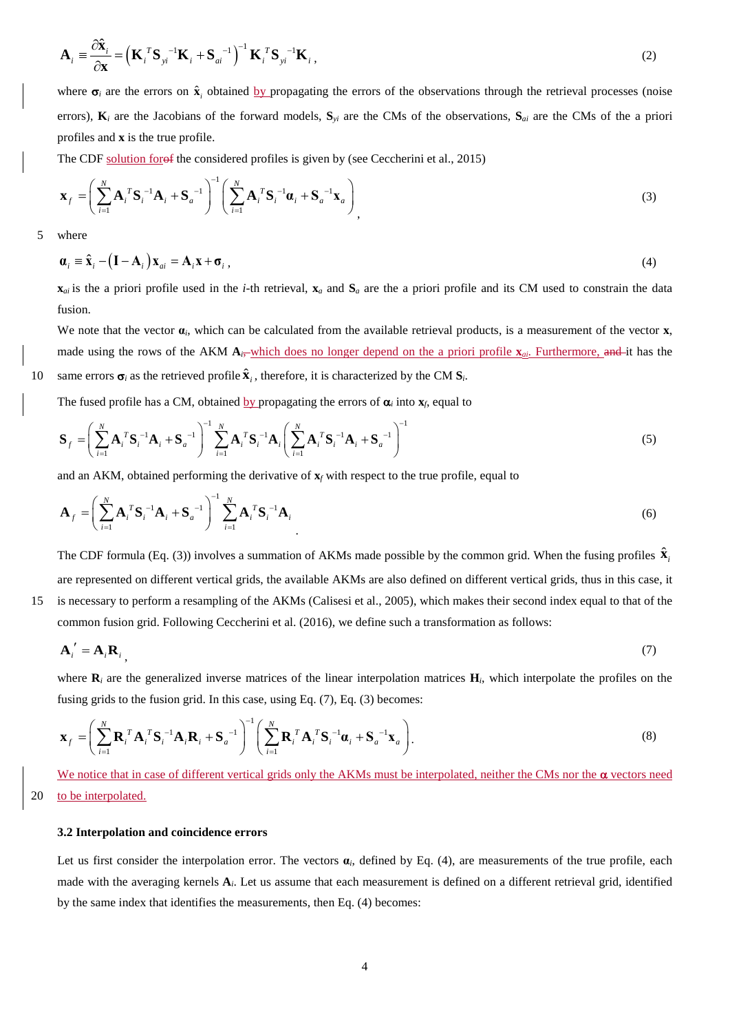$$\mathbf{A}_i \equiv \frac{\partial \hat{\mathbf{x}}_i}{\partial \mathbf{x}} = \left(\mathbf{K}_i^T \mathbf{S}_{yi}^{-1} \mathbf{K}_i + \mathbf{S}_{ai}^{-1}\right)^{-1} \mathbf{K}_i^T \mathbf{S}_{yi}^{-1} \mathbf{K}_i \,, \tag{2}$$

where $\boldsymbol{\sigma}_i$ are the errors on $\hat{\mathbf{x}}_i$ obtained by propagating the errors of the observations through the retrieval processes (noise errors), $\mathbf{K}_i$ are the Jacobians of the forward models, $\mathbf{S}_{yi}$ are the CMs of the observations, $\mathbf{S}_{ai}$ are the CMs of the a priori profiles and $\mathbf{x}$ is the true profile.

The CDF solution forof the considered profiles is given by (see Ceccherini et al., 2015)

$$\mathbf{x}_f = \left(\sum_{i=1}^{N} \mathbf{A}_i^T \mathbf{S}_i^{-1} \mathbf{A}_i + \mathbf{S}_a^{-1}\right)^{-1} \left(\sum_{i=1}^{N} \mathbf{A}_i^T \mathbf{S}_i^{-1} \boldsymbol{\alpha}_i + \mathbf{S}_a^{-1} \mathbf{x}_a\right), \tag{3}$$

where

$$\boldsymbol{\alpha}_i \equiv \hat{\mathbf{x}}_i - \left(\mathbf{I} - \mathbf{A}_i\right) \mathbf{x}_{ai} = \mathbf{A}_i \mathbf{x} + \boldsymbol{\sigma}_i \,, \tag{4}$$

$\mathbf{x}_{ai}$ is the a priori profile used in the *i*-th retrieval, $\mathbf{x}_a$ and $\mathbf{S}_a$ are the a priori profile and its CM used to constrain the data fusion.

We note that the vector $\boldsymbol{\alpha}_i$, which can be calculated from the available retrieval products, is a measurement of the vector $\mathbf{x}$, made using the rows of the AKM $\mathbf{A}_i$, which does no longer depend on the a priori profile $\mathbf{x}_{ai}$. Furthermore, and it has the same errors $\boldsymbol{\sigma}_i$ as the retrieved profile $\hat{\mathbf{x}}_i$, therefore, it is characterized by the CM $\mathbf{S}_i$.

The fused profile has a CM, obtained by propagating the errors of $\boldsymbol{\alpha}_i$ into $\mathbf{x}_f$, equal to

$$\mathbf{S}_f = \left(\sum_{i=1}^{N} \mathbf{A}_i^T \mathbf{S}_i^{-1} \mathbf{A}_i + \mathbf{S}_a^{-1}\right)^{-1} \sum_{i=1}^{N} \mathbf{A}_i^T \mathbf{S}_i^{-1} \mathbf{A}_i \left(\sum_{i=1}^{N} \mathbf{A}_i^T \mathbf{S}_i^{-1} \mathbf{A}_i + \mathbf{S}_a^{-1}\right)^{-1} \tag{5}$$

and an AKM, obtained performing the derivative of $\mathbf{x}_f$ with respect to the true profile, equal to

$$\mathbf{A}_f = \left(\sum_{i=1}^{N} \mathbf{A}_i^T \mathbf{S}_i^{-1} \mathbf{A}_i + \mathbf{S}_a^{-1}\right)^{-1} \sum_{i=1}^{N} \mathbf{A}_i^T \mathbf{S}_i^{-1} \mathbf{A}_i \,. \tag{6}$$

The CDF formula (Eq. (3)) involves a summation of AKMs made possible by the common grid. When the fusing profiles $\hat{\mathbf{x}}_i$ are represented on different vertical grids, the available AKMs are also defined on different vertical grids, thus in this case, it is necessary to perform a resampling of the AKMs (Calisesi et al., 2005), which makes their second index equal to that of the common fusion grid. Following Ceccherini et al. (2016), we define such a transformation as follows:

$$\mathbf{A}_i' = \mathbf{A}_i \mathbf{R}_i \,, \tag{7}$$

where $\mathbf{R}_i$ are the generalized inverse matrices of the linear interpolation matrices $\mathbf{H}_i$, which interpolate the profiles on the fusing grids to the fusion grid. In this case, using Eq. (7), Eq. (3) becomes:

$$\mathbf{x}_f = \left(\sum_{i=1}^{N} \mathbf{R}_i^T \mathbf{A}_i^T \mathbf{S}_i^{-1} \mathbf{A}_i \mathbf{R}_i + \mathbf{S}_a^{-1}\right)^{-1} \left(\sum_{i=1}^{N} \mathbf{R}_i^T \mathbf{A}_i^T \mathbf{S}_i^{-1} \boldsymbol{\alpha}_i + \mathbf{S}_a^{-1} \mathbf{x}_a\right). \tag{8}$$

We notice that in case of different vertical grids only the AKMs must be interpolated, neither the CMs nor the $\boldsymbol{\alpha}$ vectors need to be interpolated.

### 3.2 Interpolation and coincidence errors

Let us first consider the interpolation error. The vectors $\boldsymbol{\alpha}_i$, defined by Eq. (4), are measurements of the true profile, each made with the averaging kernels $\mathbf{A}_i$. Let us assume that each measurement is defined on a different retrieval grid, identified by the same index that identifies the measurements, then Eq. (4) becomes: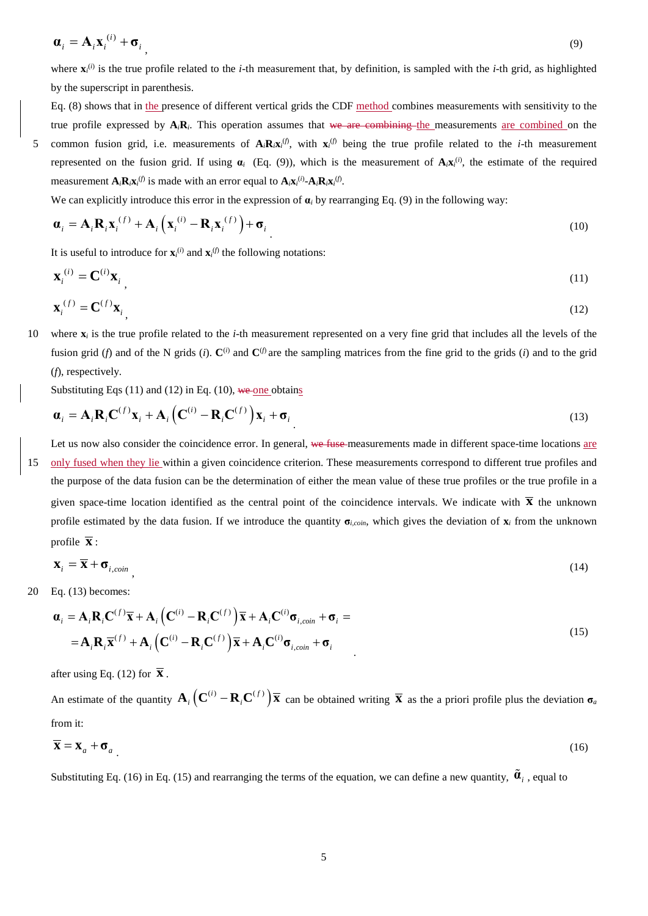$$\boldsymbol{\alpha}_i = \mathbf{A}_i \mathbf{x}_i^{(i)} + \boldsymbol{\sigma}_i \tag{9}$$

where $\mathbf{x}_i^{(i)}$ is the true profile related to the *i*-th measurement that, by definition, is sampled with the *i*-th grid, as highlighted by the superscript in parenthesis.

Eq. (8) shows that in the presence of different vertical grids the CDF method combines measurements with sensitivity to the true profile expressed by $\mathbf{A}_i\mathbf{R}_i$. This operation assumes that ~~we are combining~~ the measurements are combined on the common fusion grid, i.e. measurements of $\mathbf{A}_i\mathbf{R}_i\mathbf{x}_i^{(f)}$, with $\mathbf{x}_i^{(f)}$ being the true profile related to the *i*-th measurement represented on the fusion grid. If using $\boldsymbol{\alpha}_i$ (Eq. (9)), which is the measurement of $\mathbf{A}_i\mathbf{x}_i^{(i)}$, the estimate of the required measurement $\mathbf{A}_i\mathbf{R}_i\mathbf{x}_i^{(f)}$ is made with an error equal to $\mathbf{A}_i\mathbf{x}_i^{(i)}$-$\mathbf{A}_i\mathbf{R}_i\mathbf{x}_i^{(f)}$.

We can explicitly introduce this error in the expression of $\boldsymbol{\alpha}_i$ by rearranging Eq. (9) in the following way:

$$\boldsymbol{\alpha}_i = \mathbf{A}_i \mathbf{R}_i \mathbf{x}_i^{(f)} + \mathbf{A}_i \left( \mathbf{x}_i^{(i)} - \mathbf{R}_i \mathbf{x}_i^{(f)} \right) + \boldsymbol{\sigma}_i \tag{10}$$

It is useful to introduce for $\mathbf{x}_i^{(i)}$ and $\mathbf{x}_i^{(f)}$ the following notations:

$$\mathbf{x}_i^{(i)} = \mathbf{C}^{(i)} \mathbf{x}_i \tag{11}$$

$$\mathbf{x}_i^{(f)} = \mathbf{C}^{(f)} \mathbf{x}_i \tag{12}$$

where $\mathbf{x}_i$ is the true profile related to the *i*-th measurement represented on a very fine grid that includes all the levels of the fusion grid (*f*) and of the N grids (*i*). $\mathbf{C}^{(i)}$ and $\mathbf{C}^{(f)}$ are the sampling matrices from the fine grid to the grids (*i*) and to the grid (*f*), respectively.

Substituting Eqs (11) and (12) in Eq. (10), ~~we~~ one obtains

$$\boldsymbol{\alpha}_i = \mathbf{A}_i \mathbf{R}_i \mathbf{C}^{(f)} \mathbf{x}_i + \mathbf{A}_i \left( \mathbf{C}^{(i)} - \mathbf{R}_i \mathbf{C}^{(f)} \right) \mathbf{x}_i + \boldsymbol{\sigma}_i \tag{13}$$

Let us now also consider the coincidence error. In general, ~~we fuse~~ measurements made in different space-time locations are only fused when they lie within a given coincidence criterion. These measurements correspond to different true profiles and the purpose of the data fusion can be the determination of either the mean value of these true profiles or the true profile in a given space-time location identified as the central point of the coincidence intervals. We indicate with $\overline{\mathbf{x}}$ the unknown profile estimated by the data fusion. If we introduce the quantity $\boldsymbol{\sigma}_{i,coin}$, which gives the deviation of $\mathbf{x}_i$ from the unknown profile $\overline{\mathbf{x}}$:

$$\mathbf{x}_i = \overline{\mathbf{x}} + \boldsymbol{\sigma}_{i,coin} \tag{14}$$

Eq. (13) becomes:

$$\begin{aligned} \boldsymbol{\alpha}_i &= \mathbf{A}_i \mathbf{R}_i \mathbf{C}^{(f)} \overline{\mathbf{x}} + \mathbf{A}_i \left( \mathbf{C}^{(i)} - \mathbf{R}_i \mathbf{C}^{(f)} \right) \overline{\mathbf{x}} + \mathbf{A}_i \mathbf{C}^{(i)} \boldsymbol{\sigma}_{i,coin} + \boldsymbol{\sigma}_i = \\ &= \mathbf{A}_i \mathbf{R}_i \overline{\mathbf{x}}^{(f)} + \mathbf{A}_i \left( \mathbf{C}^{(i)} - \mathbf{R}_i \mathbf{C}^{(f)} \right) \overline{\mathbf{x}} + \mathbf{A}_i \mathbf{C}^{(i)} \boldsymbol{\sigma}_{i,coin} + \boldsymbol{\sigma}_i \end{aligned} \tag{15}$$

after using Eq. (12) for $\overline{\mathbf{x}}$.

An estimate of the quantity $\mathbf{A}_i \left( \mathbf{C}^{(i)} - \mathbf{R}_i \mathbf{C}^{(f)} \right) \overline{\mathbf{x}}$ can be obtained writing $\overline{\mathbf{x}}$ as the a priori profile plus the deviation $\boldsymbol{\sigma}_a$ from it:

$$\overline{\mathbf{x}} = \mathbf{x}_a + \boldsymbol{\sigma}_a \tag{16}$$

Substituting Eq. (16) in Eq. (15) and rearranging the terms of the equation, we can define a new quantity, $\tilde{\boldsymbol{\alpha}}_i$, equal to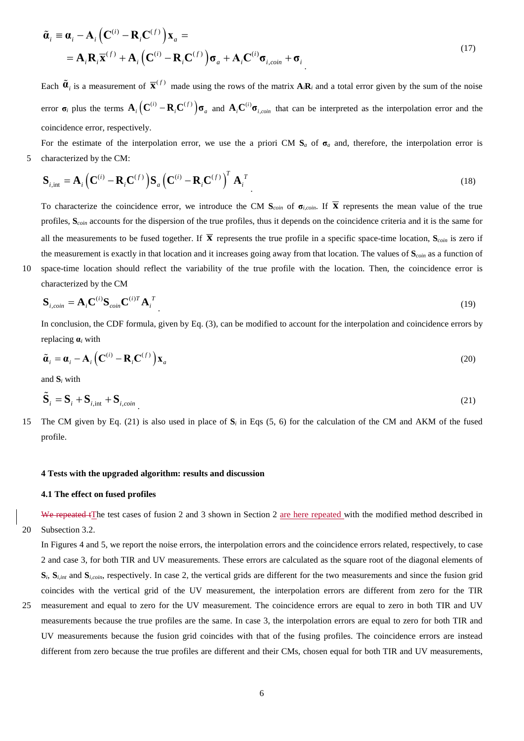$$\tilde{\boldsymbol{\alpha}}_i \equiv \boldsymbol{\alpha}_i - \mathbf{A}_i\left(\mathbf{C}^{(i)} - \mathbf{R}_i\mathbf{C}^{(f)}\right)\mathbf{x}_a = \\ = \mathbf{A}_i\mathbf{R}_i\overline{\mathbf{x}}^{(f)} + \mathbf{A}_i\left(\mathbf{C}^{(i)} - \mathbf{R}_i\mathbf{C}^{(f)}\right)\boldsymbol{\sigma}_a + \mathbf{A}_i\mathbf{C}^{(i)}\boldsymbol{\sigma}_{i,coin} + \boldsymbol{\sigma}_i \tag{17}$$

Each $\tilde{\boldsymbol{\alpha}}_i$ is a measurement of $\overline{\mathbf{x}}^{(f)}$ made using the rows of the matrix $\mathbf{A}_i\mathbf{R}_i$ and a total error given by the sum of the noise error $\boldsymbol{\sigma}_i$ plus the terms $\mathbf{A}_i\left(\mathbf{C}^{(i)} - \mathbf{R}_i\mathbf{C}^{(f)}\right)\boldsymbol{\sigma}_a$ and $\mathbf{A}_i\mathbf{C}^{(i)}\boldsymbol{\sigma}_{i,coin}$ that can be interpreted as the interpolation error and the coincidence error, respectively.

For the estimate of the interpolation error, we use the a priori CM $\mathbf{S}_a$ of $\boldsymbol{\sigma}_a$ and, therefore, the interpolation error is characterized by the CM:

$$\mathbf{S}_{i,\mathrm{int}} = \mathbf{A}_i\left(\mathbf{C}^{(i)} - \mathbf{R}_i\mathbf{C}^{(f)}\right)\mathbf{S}_a\left(\mathbf{C}^{(i)} - \mathbf{R}_i\mathbf{C}^{(f)}\right)^T\mathbf{A}_i^T \tag{18}$$

To characterize the coincidence error, we introduce the CM $\mathbf{S}_{coin}$ of $\boldsymbol{\sigma}_{i,coin}$. If $\overline{\mathbf{x}}$ represents the mean value of the true profiles, $\mathbf{S}_{coin}$ accounts for the dispersion of the true profiles, thus it depends on the coincidence criteria and it is the same for all the measurements to be fused together. If $\overline{\mathbf{x}}$ represents the true profile in a specific space-time location, $\mathbf{S}_{coin}$ is zero if the measurement is exactly in that location and it increases going away from that location. The values of $\mathbf{S}_{coin}$ as a function of space-time location should reflect the variability of the true profile with the location. Then, the coincidence error is characterized by the CM

$$\mathbf{S}_{i,coin} = \mathbf{A}_i\mathbf{C}^{(i)}\mathbf{S}_{coin}\mathbf{C}^{(i)T}\mathbf{A}_i^T \tag{19}$$

In conclusion, the CDF formula, given by Eq. (3), can be modified to account for the interpolation and coincidence errors by replacing $\boldsymbol{\alpha}_i$ with

$$\tilde{\boldsymbol{\alpha}}_i = \boldsymbol{\alpha}_i - \mathbf{A}_i\left(\mathbf{C}^{(i)} - \mathbf{R}_i\mathbf{C}^{(f)}\right)\mathbf{x}_a \tag{20}$$

and $\mathbf{S}_i$ with

$$\tilde{\mathbf{S}}_i = \mathbf{S}_i + \mathbf{S}_{i,\mathrm{int}} + \mathbf{S}_{i,coin} \tag{21}$$

The CM given by Eq. (21) is also used in place of $\mathbf{S}_i$ in Eqs (5, 6) for the calculation of the CM and AKM of the fused profile.

## 4 Tests with the upgraded algorithm: results and discussion

### 4.1 The effect on fused profiles

~~We repeated t~~The test cases of fusion 2 and 3 shown in Section 2 are here repeated with the modified method described in Subsection 3.2.

In Figures 4 and 5, we report the noise errors, the interpolation errors and the coincidence errors related, respectively, to case 2 and case 3, for both TIR and UV measurements. These errors are calculated as the square root of the diagonal elements of $\mathbf{S}_i$, $\mathbf{S}_{i,int}$ and $\mathbf{S}_{i,coin}$, respectively. In case 2, the vertical grids are different for the two measurements and since the fusion grid coincides with the vertical grid of the UV measurement, the interpolation errors are different from zero for the TIR measurement and equal to zero for the UV measurement. The coincidence errors are equal to zero in both TIR and UV measurements because the true profiles are the same. In case 3, the interpolation errors are equal to zero for both TIR and UV measurements because the fusion grid coincides with that of the fusing profiles. The coincidence errors are instead different from zero because the true profiles are different and their CMs, chosen equal for both TIR and UV measurements,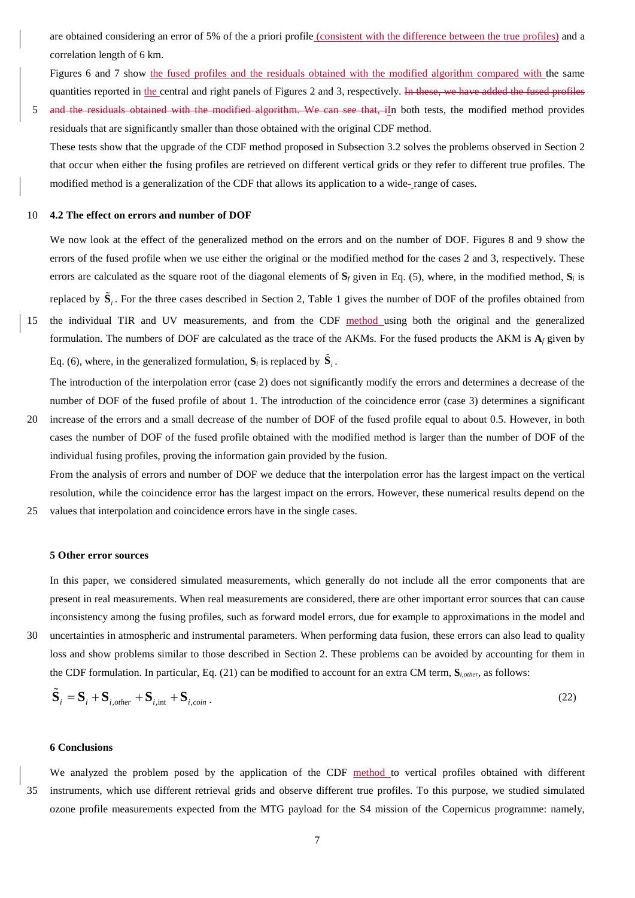are obtained considering an error of 5% of the a priori profile (consistent with the difference between the true profiles) and a correlation length of 6 km.

Figures 6 and 7 show the fused profiles and the residuals obtained with the modified algorithm compared with the same quantities reported in the central and right panels of Figures 2 and 3, respectively. ~~In these, we have added the fused profiles and the residuals obtained with the modified algorithm. We can see that, i~~In both tests, the modified method provides residuals that are significantly smaller than those obtained with the original CDF method.

These tests show that the upgrade of the CDF method proposed in Subsection 3.2 solves the problems observed in Section 2 that occur when either the fusing profiles are retrieved on different vertical grids or they refer to different true profiles. The modified method is a generalization of the CDF that allows its application to a wide- range of cases.

## 4.2 The effect on errors and number of DOF

We now look at the effect of the generalized method on the errors and on the number of DOF. Figures 8 and 9 show the errors of the fused profile when we use either the original or the modified method for the cases 2 and 3, respectively. These errors are calculated as the square root of the diagonal elements of $\mathbf{S}_f$ given in Eq. (5), where, in the modified method, $\mathbf{S}_i$ is replaced by $\tilde{\mathbf{S}}_i$. For the three cases described in Section 2, Table 1 gives the number of DOF of the profiles obtained from the individual TIR and UV measurements, and from the CDF method using both the original and the generalized formulation. The numbers of DOF are calculated as the trace of the AKMs. For the fused products the AKM is $\mathbf{A}_f$ given by Eq. (6), where, in the generalized formulation, $\mathbf{S}_i$ is replaced by $\tilde{\mathbf{S}}_i$.

The introduction of the interpolation error (case 2) does not significantly modify the errors and determines a decrease of the number of DOF of the fused profile of about 1. The introduction of the coincidence error (case 3) determines a significant increase of the errors and a small decrease of the number of DOF of the fused profile equal to about 0.5. However, in both cases the number of DOF of the fused profile obtained with the modified method is larger than the number of DOF of the individual fusing profiles, proving the information gain provided by the fusion.

From the analysis of errors and number of DOF we deduce that the interpolation error has the largest impact on the vertical resolution, while the coincidence error has the largest impact on the errors. However, these numerical results depend on the values that interpolation and coincidence errors have in the single cases.

## 5 Other error sources

In this paper, we considered simulated measurements, which generally do not include all the error components that are present in real measurements. When real measurements are considered, there are other important error sources that can cause inconsistency among the fusing profiles, such as forward model errors, due for example to approximations in the model and uncertainties in atmospheric and instrumental parameters. When performing data fusion, these errors can also lead to quality loss and show problems similar to those described in Section 2. These problems can be avoided by accounting for them in the CDF formulation. In particular, Eq. (21) can be modified to account for an extra CM term, $\mathbf{S}_{i,other}$, as follows:

$$\tilde{\mathbf{S}}_i = \mathbf{S}_i + \mathbf{S}_{i,other} + \mathbf{S}_{i,\mathrm{int}} + \mathbf{S}_{i,coin} . \qquad (22)$$

## 6 Conclusions

We analyzed the problem posed by the application of the CDF method to vertical profiles obtained with different instruments, which use different retrieval grids and observe different true profiles. To this purpose, we studied simulated ozone profile measurements expected from the MTG payload for the S4 mission of the Copernicus programme: namely,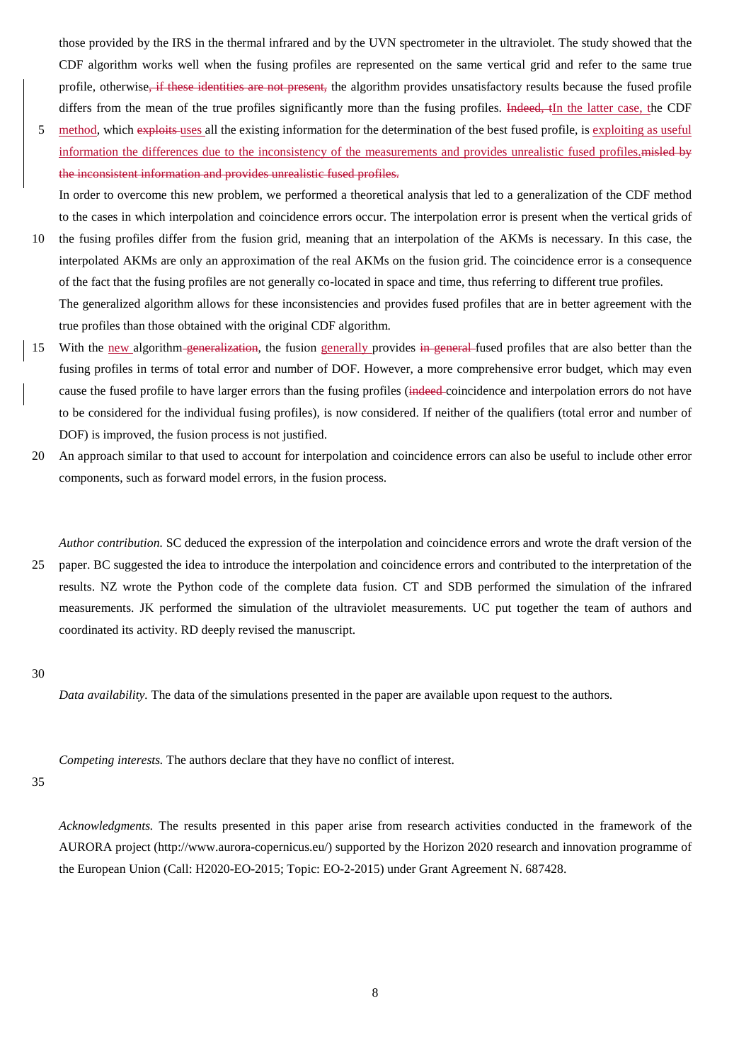those provided by the IRS in the thermal infrared and by the UVN spectrometer in the ultraviolet. The study showed that the CDF algorithm works well when the fusing profiles are represented on the same vertical grid and refer to the same true profile, otherwise~~, if these identities are not present,~~ the algorithm provides unsatisfactory results because the fused profile differs from the mean of the true profiles significantly more than the fusing profiles. ~~Indeed, t~~In the latter case, the CDF method, which ~~exploits~~ uses all the existing information for the determination of the best fused profile, is exploiting as useful information the differences due to the inconsistency of the measurements and provides unrealistic fused profiles.~~misled by the inconsistent information and provides unrealistic fused profiles.~~

In order to overcome this new problem, we performed a theoretical analysis that led to a generalization of the CDF method to the cases in which interpolation and coincidence errors occur. The interpolation error is present when the vertical grids of the fusing profiles differ from the fusion grid, meaning that an interpolation of the AKMs is necessary. In this case, the interpolated AKMs are only an approximation of the real AKMs on the fusion grid. The coincidence error is a consequence of the fact that the fusing profiles are not generally co-located in space and time, thus referring to different true profiles.

The generalized algorithm allows for these inconsistencies and provides fused profiles that are in better agreement with the true profiles than those obtained with the original CDF algorithm.

With the new algorithm ~~generalization~~, the fusion generally provides ~~in general~~ fused profiles that are also better than the fusing profiles in terms of total error and number of DOF. However, a more comprehensive error budget, which may even cause the fused profile to have larger errors than the fusing profiles (~~indeed~~ coincidence and interpolation errors do not have to be considered for the individual fusing profiles), is now considered. If neither of the qualifiers (total error and number of DOF) is improved, the fusion process is not justified.

An approach similar to that used to account for interpolation and coincidence errors can also be useful to include other error components, such as forward model errors, in the fusion process.

*Author contribution.* SC deduced the expression of the interpolation and coincidence errors and wrote the draft version of the paper. BC suggested the idea to introduce the interpolation and coincidence errors and contributed to the interpretation of the results. NZ wrote the Python code of the complete data fusion. CT and SDB performed the simulation of the infrared measurements. JK performed the simulation of the ultraviolet measurements. UC put together the team of authors and coordinated its activity. RD deeply revised the manuscript.

*Data availability.* The data of the simulations presented in the paper are available upon request to the authors.

*Competing interests.* The authors declare that they have no conflict of interest.

*Acknowledgments.* The results presented in this paper arise from research activities conducted in the framework of the AURORA project (http://www.aurora-copernicus.eu/) supported by the Horizon 2020 research and innovation programme of the European Union (Call: H2020-EO-2015; Topic: EO-2-2015) under Grant Agreement N. 687428.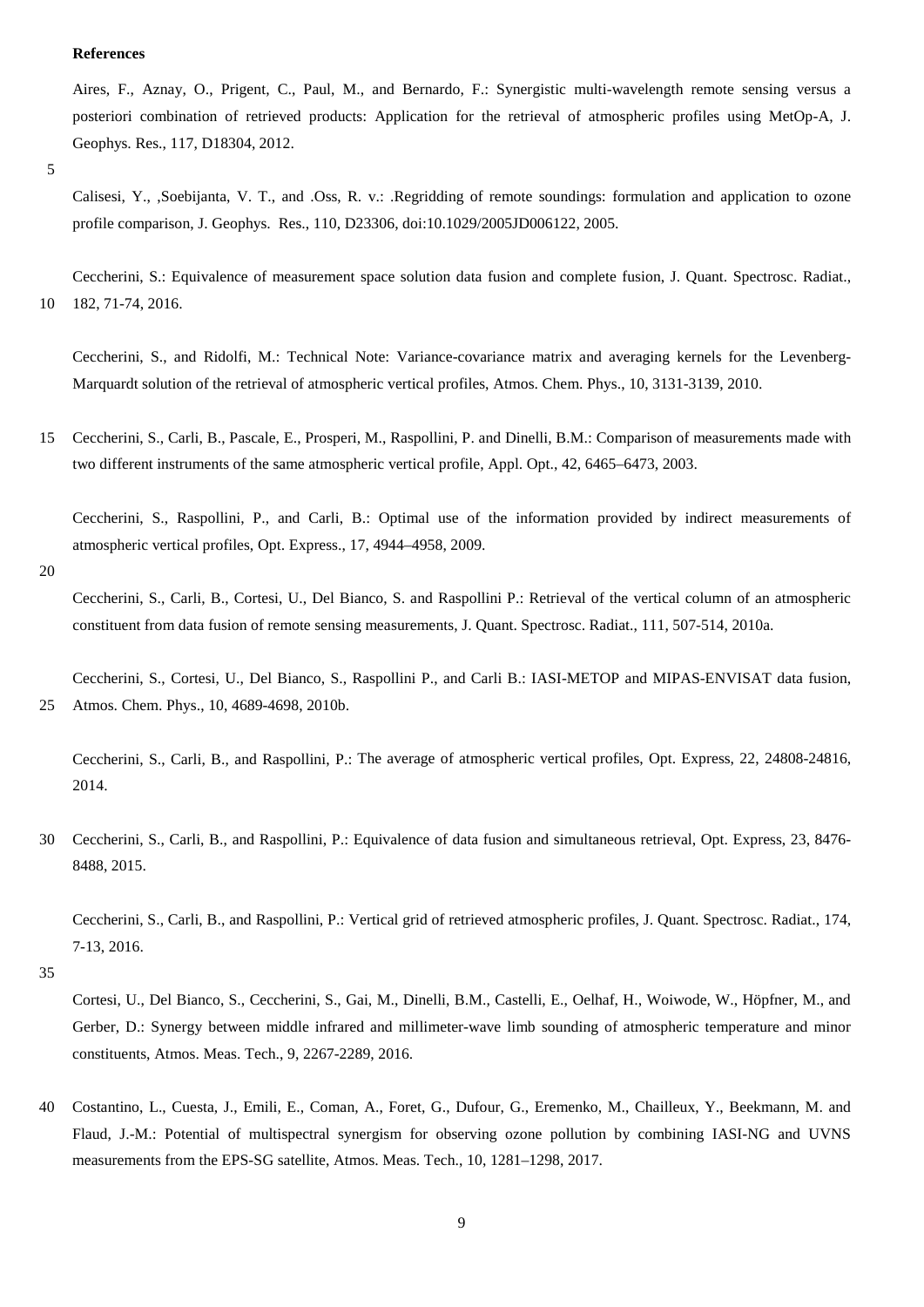**References**

Aires, F., Aznay, O., Prigent, C., Paul, M., and Bernardo, F.: Synergistic multi-wavelength remote sensing versus a posteriori combination of retrieved products: Application for the retrieval of atmospheric profiles using MetOp-A, J. Geophys. Res., 117, D18304, 2012.

Calisesi, Y., ,Soebijanta, V. T., and .Oss, R. v.: .Regridding of remote soundings: formulation and application to ozone profile comparison, J. Geophys. Res., 110, D23306, doi:10.1029/2005JD006122, 2005.

Ceccherini, S.: Equivalence of measurement space solution data fusion and complete fusion, J. Quant. Spectrosc. Radiat., 182, 71-74, 2016.

Ceccherini, S., and Ridolfi, M.: Technical Note: Variance-covariance matrix and averaging kernels for the Levenberg-Marquardt solution of the retrieval of atmospheric vertical profiles, Atmos. Chem. Phys., 10, 3131-3139, 2010.

Ceccherini, S., Carli, B., Pascale, E., Prosperi, M., Raspollini, P. and Dinelli, B.M.: Comparison of measurements made with two different instruments of the same atmospheric vertical profile, Appl. Opt., 42, 6465–6473, 2003.

Ceccherini, S., Raspollini, P., and Carli, B.: Optimal use of the information provided by indirect measurements of atmospheric vertical profiles, Opt. Express., 17, 4944–4958, 2009.

Ceccherini, S., Carli, B., Cortesi, U., Del Bianco, S. and Raspollini P.: Retrieval of the vertical column of an atmospheric constituent from data fusion of remote sensing measurements, J. Quant. Spectrosc. Radiat., 111, 507-514, 2010a.

Ceccherini, S., Cortesi, U., Del Bianco, S., Raspollini P., and Carli B.: IASI-METOP and MIPAS-ENVISAT data fusion, Atmos. Chem. Phys., 10, 4689-4698, 2010b.

Ceccherini, S., Carli, B., and Raspollini, P.: The average of atmospheric vertical profiles, Opt. Express, 22, 24808-24816, 2014.

Ceccherini, S., Carli, B., and Raspollini, P.: Equivalence of data fusion and simultaneous retrieval, Opt. Express, 23, 8476-8488, 2015.

Ceccherini, S., Carli, B., and Raspollini, P.: Vertical grid of retrieved atmospheric profiles, J. Quant. Spectrosc. Radiat., 174, 7-13, 2016.

Cortesi, U., Del Bianco, S., Ceccherini, S., Gai, M., Dinelli, B.M., Castelli, E., Oelhaf, H., Woiwode, W., Höpfner, M., and Gerber, D.: Synergy between middle infrared and millimeter-wave limb sounding of atmospheric temperature and minor constituents, Atmos. Meas. Tech., 9, 2267-2289, 2016.

Costantino, L., Cuesta, J., Emili, E., Coman, A., Foret, G., Dufour, G., Eremenko, M., Chailleux, Y., Beekmann, M. and Flaud, J.-M.: Potential of multispectral synergism for observing ozone pollution by combining IASI-NG and UVNS measurements from the EPS-SG satellite, Atmos. Meas. Tech., 10, 1281–1298, 2017.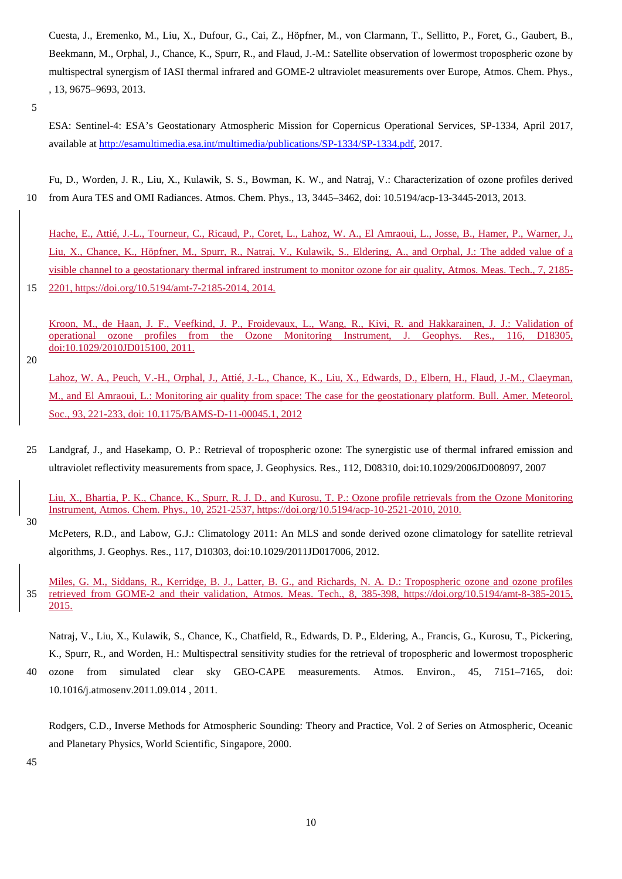Cuesta, J., Eremenko, M., Liu, X., Dufour, G., Cai, Z., Höpfner, M., von Clarmann, T., Sellitto, P., Foret, G., Gaubert, B., Beekmann, M., Orphal, J., Chance, K., Spurr, R., and Flaud, J.-M.: Satellite observation of lowermost tropospheric ozone by multispectral synergism of IASI thermal infrared and GOME-2 ultraviolet measurements over Europe, Atmos. Chem. Phys., , 13, 9675–9693, 2013.

ESA: Sentinel-4: ESA's Geostationary Atmospheric Mission for Copernicus Operational Services, SP-1334, April 2017, available at http://esamultimedia.esa.int/multimedia/publications/SP-1334/SP-1334.pdf, 2017.

Fu, D., Worden, J. R., Liu, X., Kulawik, S. S., Bowman, K. W., and Natraj, V.: Characterization of ozone profiles derived from Aura TES and OMI Radiances. Atmos. Chem. Phys., 13, 3445–3462, doi: 10.5194/acp-13-3445-2013, 2013.

Hache, E., Attié, J.-L., Tourneur, C., Ricaud, P., Coret, L., Lahoz, W. A., El Amraoui, L., Josse, B., Hamer, P., Warner, J., Liu, X., Chance, K., Höpfner, M., Spurr, R., Natraj, V., Kulawik, S., Eldering, A., and Orphal, J.: The added value of a visible channel to a geostationary thermal infrared instrument to monitor ozone for air quality, Atmos. Meas. Tech., 7, 2185-2201, https://doi.org/10.5194/amt-7-2185-2014, 2014.

Kroon, M., de Haan, J. F., Veefkind, J. P., Froidevaux, L., Wang, R., Kivi, R. and Hakkarainen, J. J.: Validation of operational ozone profiles from the Ozone Monitoring Instrument, J. Geophys. Res., 116, D18305, doi:10.1029/2010JD015100, 2011.

Lahoz, W. A., Peuch, V.-H., Orphal, J., Attié, J.-L., Chance, K., Liu, X., Edwards, D., Elbern, H., Flaud, J.-M., Claeyman, M., and El Amraoui, L.: Monitoring air quality from space: The case for the geostationary platform. Bull. Amer. Meteorol. Soc., 93, 221-233, doi: 10.1175/BAMS-D-11-00045.1, 2012

Landgraf, J., and Hasekamp, O. P.: Retrieval of tropospheric ozone: The synergistic use of thermal infrared emission and ultraviolet reflectivity measurements from space, J. Geophysics. Res., 112, D08310, doi:10.1029/2006JD008097, 2007

Liu, X., Bhartia, P. K., Chance, K., Spurr, R. J. D., and Kurosu, T. P.: Ozone profile retrievals from the Ozone Monitoring Instrument, Atmos. Chem. Phys., 10, 2521-2537, https://doi.org/10.5194/acp-10-2521-2010, 2010.

McPeters, R.D., and Labow, G.J.: Climatology 2011: An MLS and sonde derived ozone climatology for satellite retrieval algorithms, J. Geophys. Res., 117, D10303, doi:10.1029/2011JD017006, 2012.

Miles, G. M., Siddans, R., Kerridge, B. J., Latter, B. G., and Richards, N. A. D.: Tropospheric ozone and ozone profiles retrieved from GOME-2 and their validation, Atmos. Meas. Tech., 8, 385-398, https://doi.org/10.5194/amt-8-385-2015, 2015.

Natraj, V., Liu, X., Kulawik, S., Chance, K., Chatfield, R., Edwards, D. P., Eldering, A., Francis, G., Kurosu, T., Pickering, K., Spurr, R., and Worden, H.: Multispectral sensitivity studies for the retrieval of tropospheric and lowermost tropospheric ozone from simulated clear sky GEO-CAPE measurements. Atmos. Environ., 45, 7151–7165, doi: 10.1016/j.atmosenv.2011.09.014 , 2011.

Rodgers, C.D., Inverse Methods for Atmospheric Sounding: Theory and Practice, Vol. 2 of Series on Atmospheric, Oceanic and Planetary Physics, World Scientific, Singapore, 2000.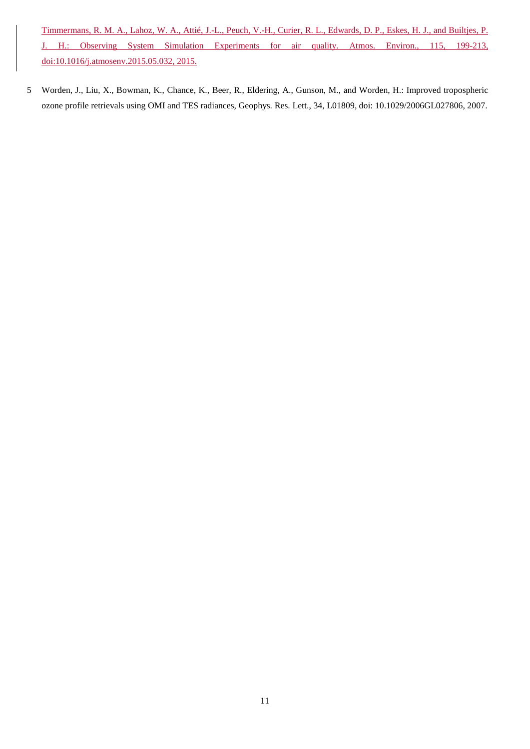Timmermans, R. M. A., Lahoz, W. A., Attié, J.-L., Peuch, V.-H., Curier, R. L., Edwards, D. P., Eskes, H. J., and Builtjes, P. J. H.: Observing System Simulation Experiments for air quality. Atmos. Environ., 115, 199-213, doi:10.1016/j.atmosenv.2015.05.032, 2015.

Worden, J., Liu, X., Bowman, K., Chance, K., Beer, R., Eldering, A., Gunson, M., and Worden, H.: Improved tropospheric ozone profile retrievals using OMI and TES radiances, Geophys. Res. Lett., 34, L01809, doi: 10.1029/2006GL027806, 2007.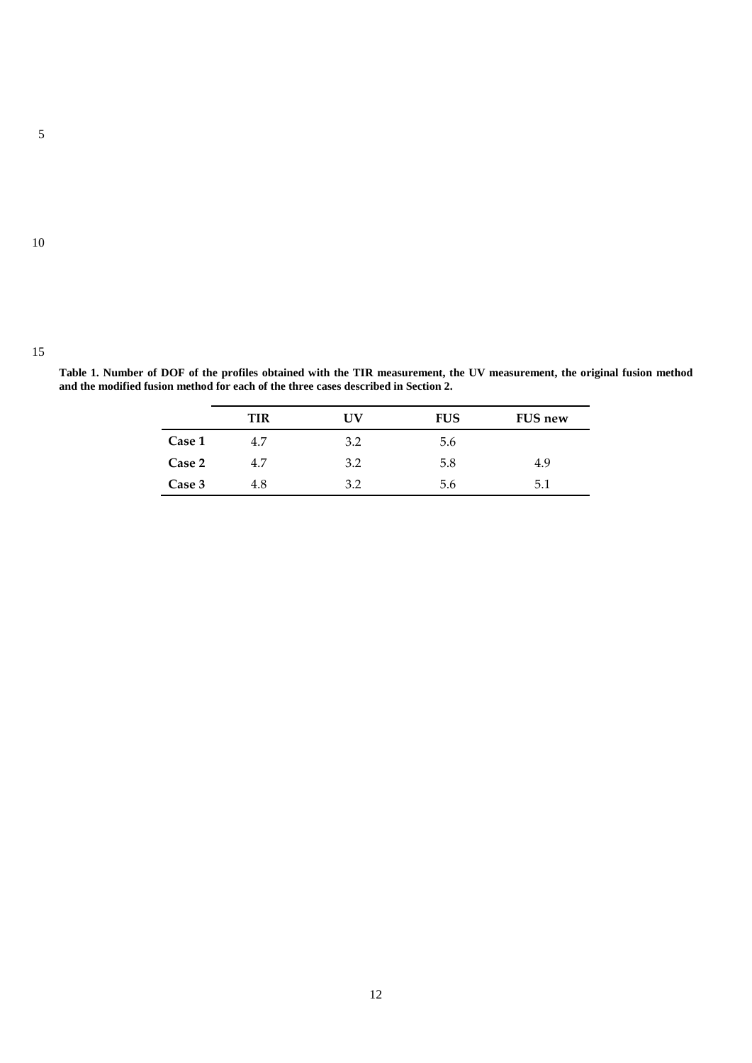**Table 1. Number of DOF of the profiles obtained with the TIR measurement, the UV measurement, the original fusion method and the modified fusion method for each of the three cases described in Section 2.**

| | TIR | UV | FUS | FUS new |
|---|---|---|---|---|
| **Case 1** | 4.7 | 3.2 | 5.6 | |
| **Case 2** | 4.7 | 3.2 | 5.8 | 4.9 |
| **Case 3** | 4.8 | 3.2 | 5.6 | 5.1 |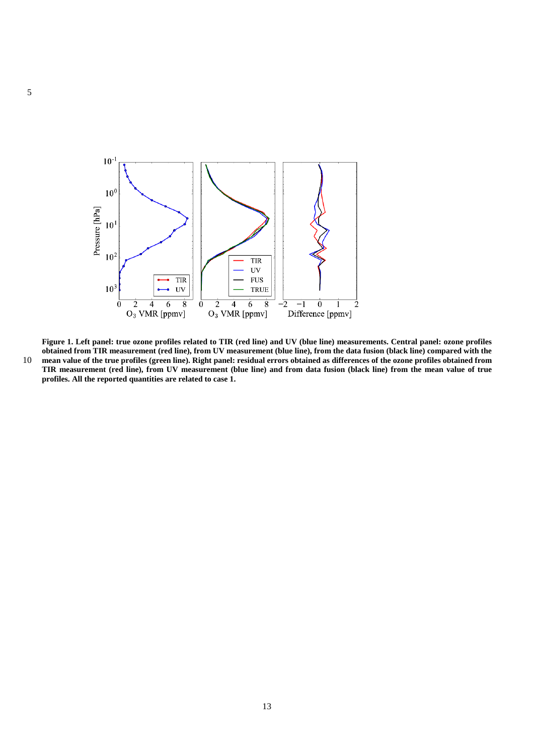**Figure 1. Left panel: true ozone profiles related to TIR (red line) and UV (blue line) measurements. Central panel: ozone profiles obtained from TIR measurement (red line), from UV measurement (blue line), from the data fusion (black line) compared with the mean value of the true profiles (green line). Right panel: residual errors obtained as differences of the ozone profiles obtained from TIR measurement (red line), from UV measurement (blue line) and from data fusion (black line) from the mean value of true profiles. All the reported quantities are related to case 1.**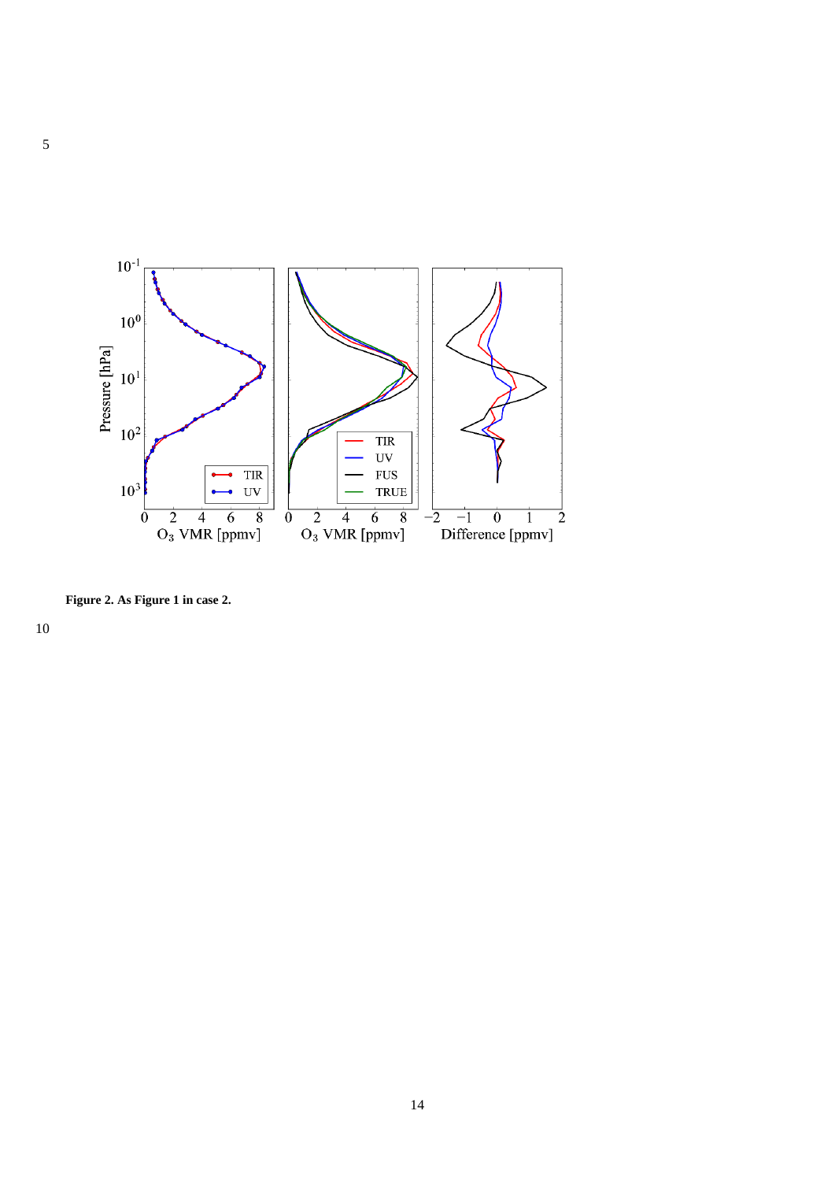**Figure 2. As Figure 1 in case 2.**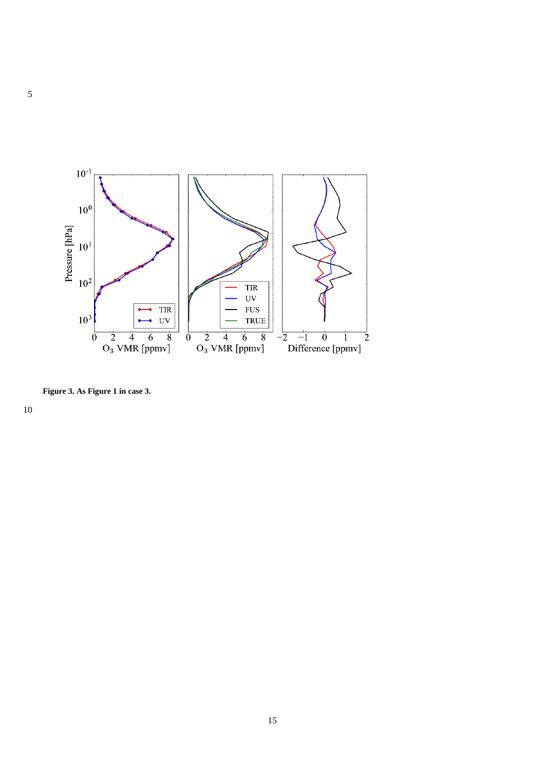**Figure 3. As Figure 1 in case 3.**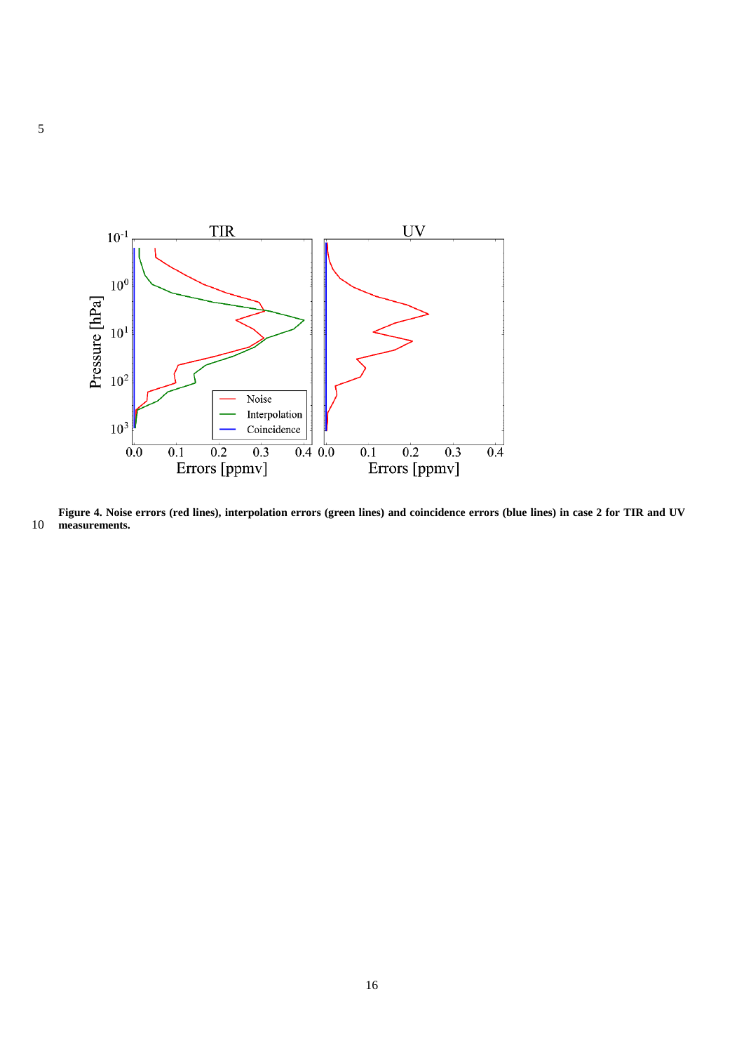**Figure 4. Noise errors (red lines), interpolation errors (green lines) and coincidence errors (blue lines) in case 2 for TIR and UV measurements.**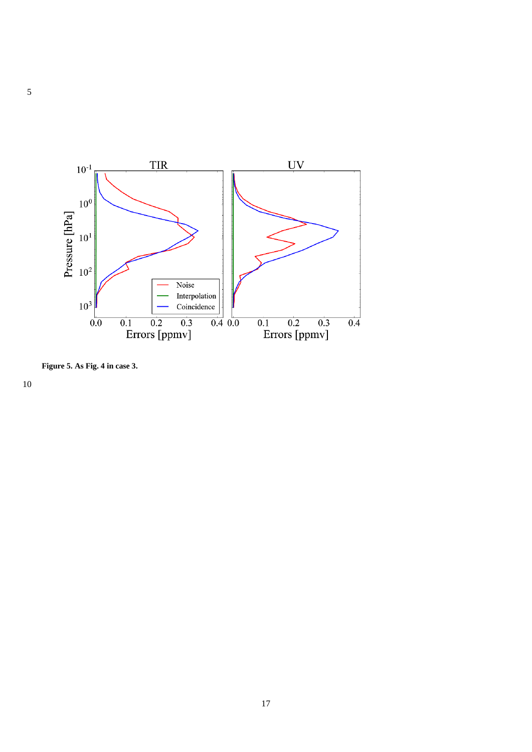**Figure 5. As Fig. 4 in case 3.**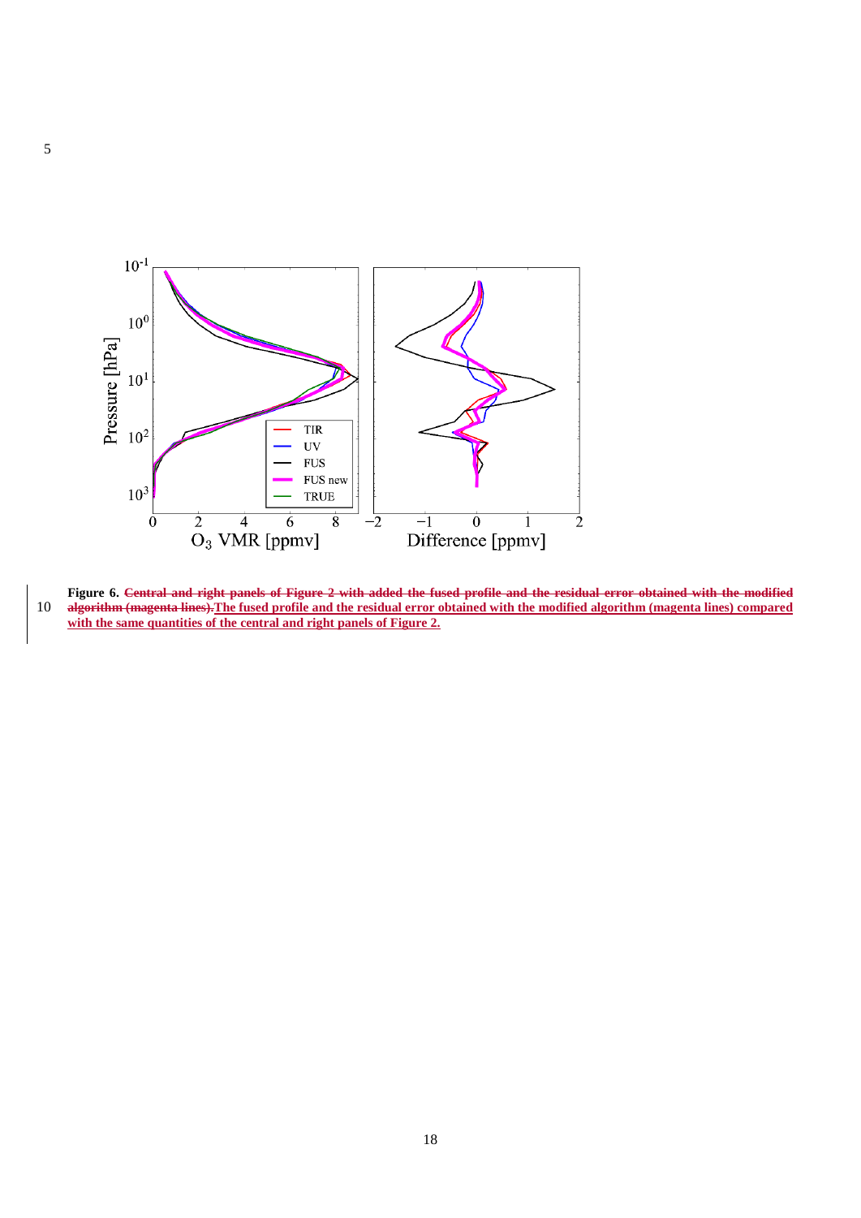**Figure 6.** ~~Central and right panels of Figure 2 with added the fused profile and the residual error obtained with the modified algorithm (magenta lines).~~ The fused profile and the residual error obtained with the modified algorithm (magenta lines) compared with the same quantities of the central and right panels of Figure 2.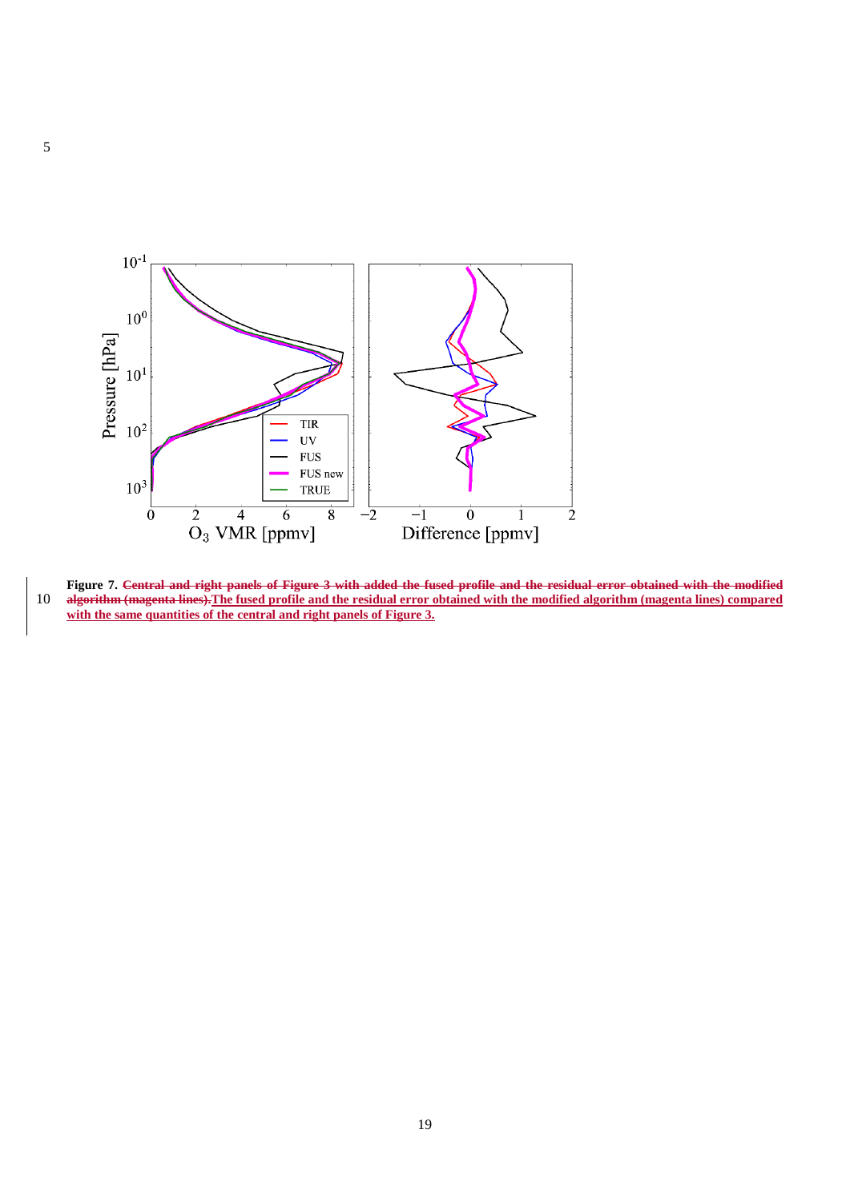**Figure 7.** ~~Central and right panels of Figure 3 with added the fused profile and the residual error obtained with the modified algorithm (magenta lines).~~ The fused profile and the residual error obtained with the modified algorithm (magenta lines) compared with the same quantities of the central and right panels of Figure 3.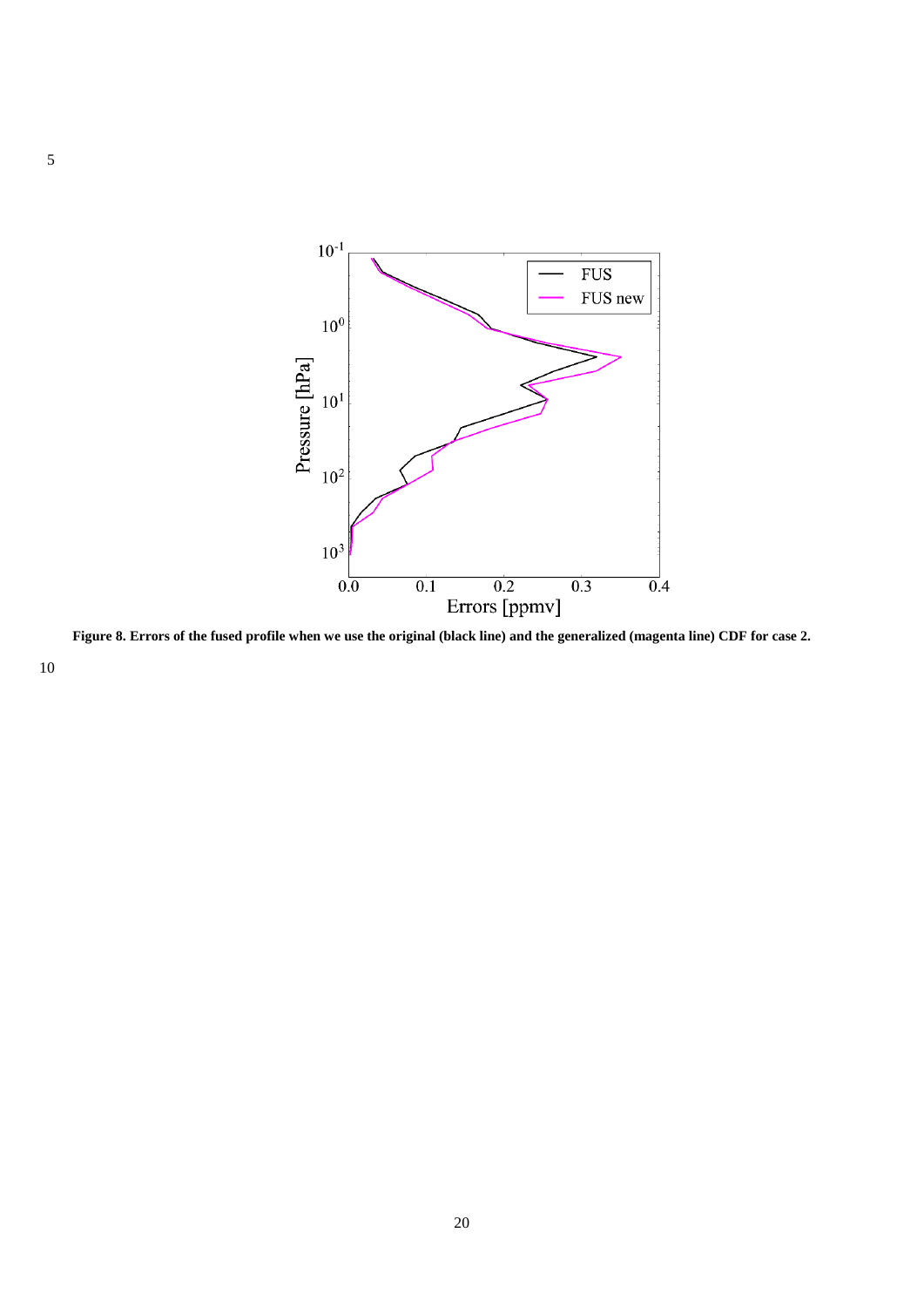**Figure 8. Errors of the fused profile when we use the original (black line) and the generalized (magenta line) CDF for case 2.**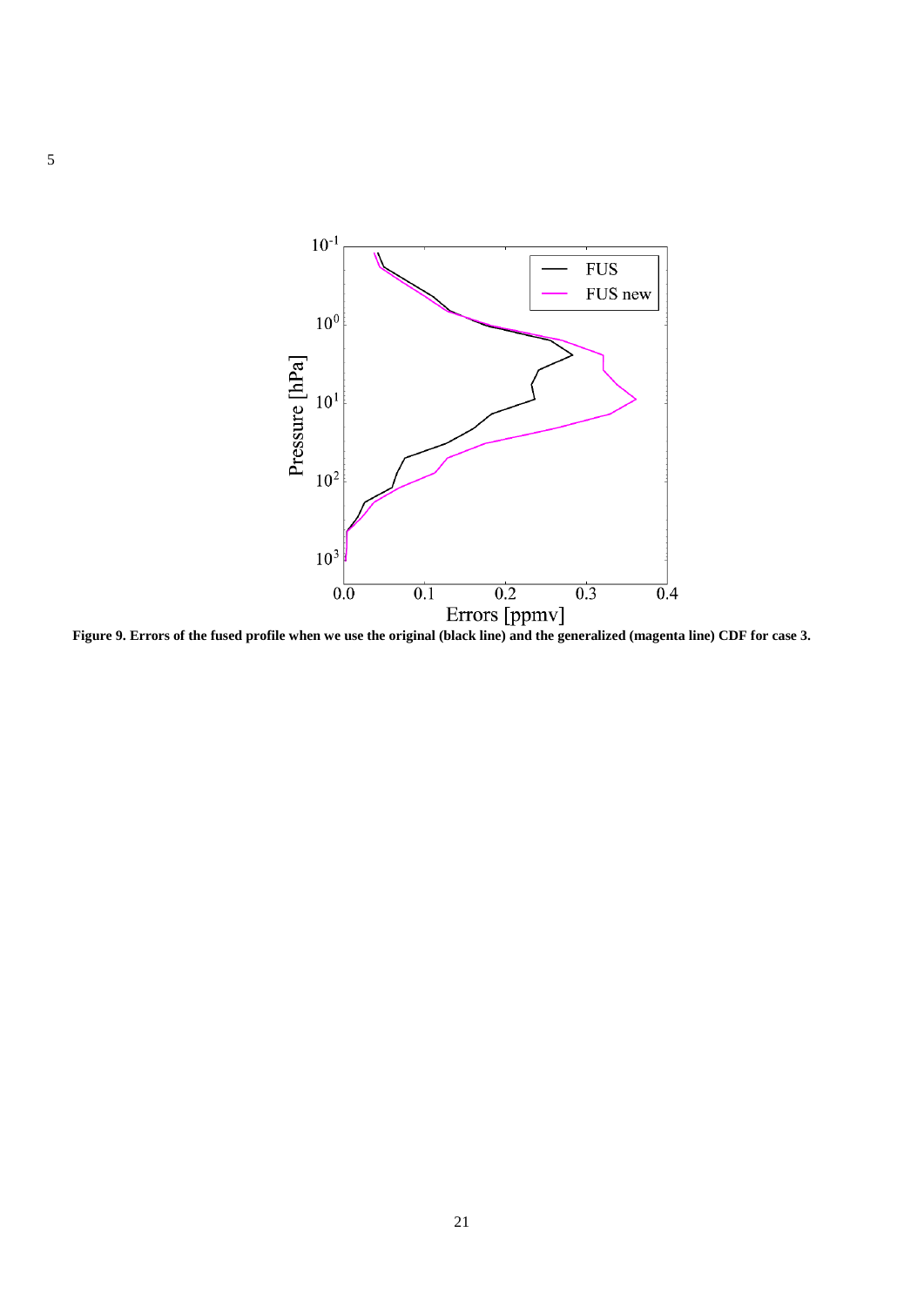$10^{-1}$
$10^0$
$10^1$
$10^2$
$10^3$
Pressure [hPa]
0.0
0.1
0.2
0.3
0.4
Errors [ppmv]
FUS
FUS new

**Figure 9. Errors of the fused profile when we use the original (black line) and the generalized (magenta line) CDF for case 3.**